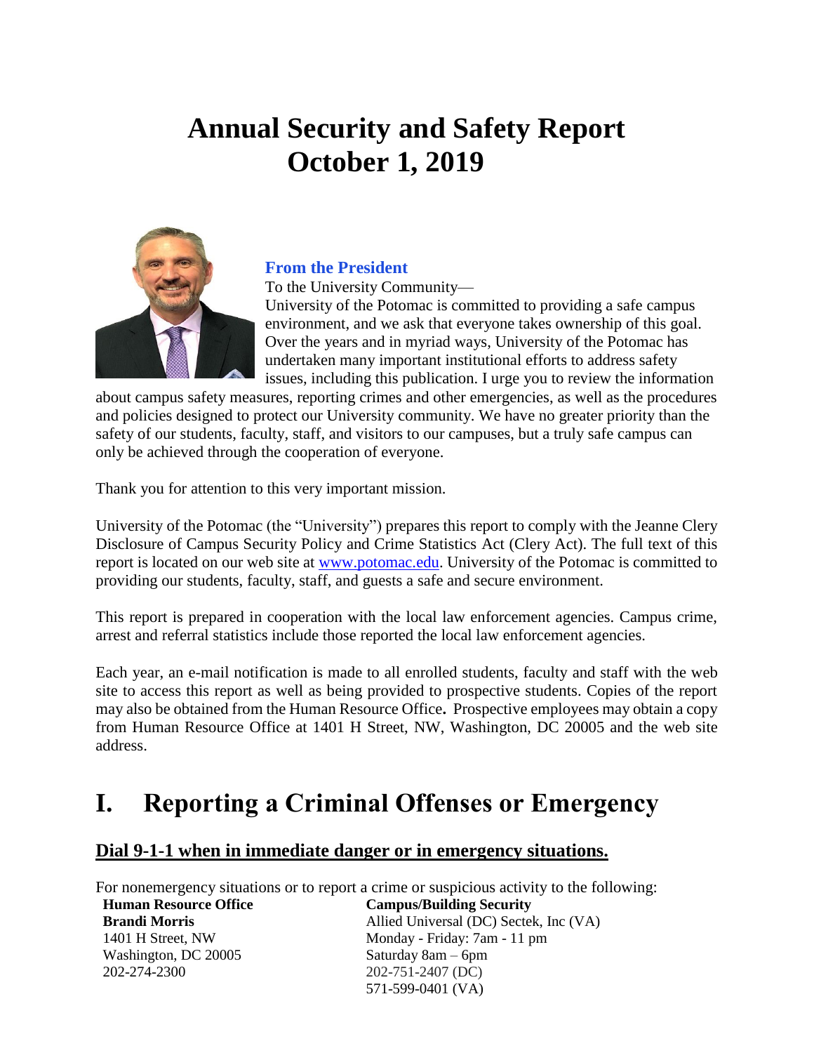# Annual Security and Safety Report
# October 1, 2019

### From the President

To the University Community—

University of the Potomac is committed to providing a safe campus environment, and we ask that everyone takes ownership of this goal. Over the years and in myriad ways, University of the Potomac has undertaken many important institutional efforts to address safety issues, including this publication. I urge you to review the information about campus safety measures, reporting crimes and other emergencies, as well as the procedures and policies designed to protect our University community. We have no greater priority than the safety of our students, faculty, staff, and visitors to our campuses, but a truly safe campus can only be achieved through the cooperation of everyone.

Thank you for attention to this very important mission.

University of the Potomac (the "University") prepares this report to comply with the Jeanne Clery Disclosure of Campus Security Policy and Crime Statistics Act (Clery Act). The full text of this report is located on our web site at [www.potomac.edu](www.potomac.edu). University of the Potomac is committed to providing our students, faculty, staff, and guests a safe and secure environment.

This report is prepared in cooperation with the local law enforcement agencies. Campus crime, arrest and referral statistics include those reported the local law enforcement agencies.

Each year, an e-mail notification is made to all enrolled students, faculty and staff with the web site to access this report as well as being provided to prospective students. Copies of the report may also be obtained from the Human Resource Office**.** Prospective employees may obtain a copy from Human Resource Office at 1401 H Street, NW, Washington, DC 20005 and the web site address.

# I. Reporting a Criminal Offenses or Emergency

## Dial 9-1-1 when in immediate danger or in emergency situations.

For nonemergency situations or to report a crime or suspicious activity to the following:

**Human Resource Office**
**Brandi Morris**
1401 H Street, NW
Washington, DC 20005
202-274-2300

**Campus/Building Security**
Allied Universal (DC) Sectek, Inc (VA)
Monday - Friday: 7am - 11 pm
Saturday 8am – 6pm
202-751-2407 (DC)
571-599-0401 (VA)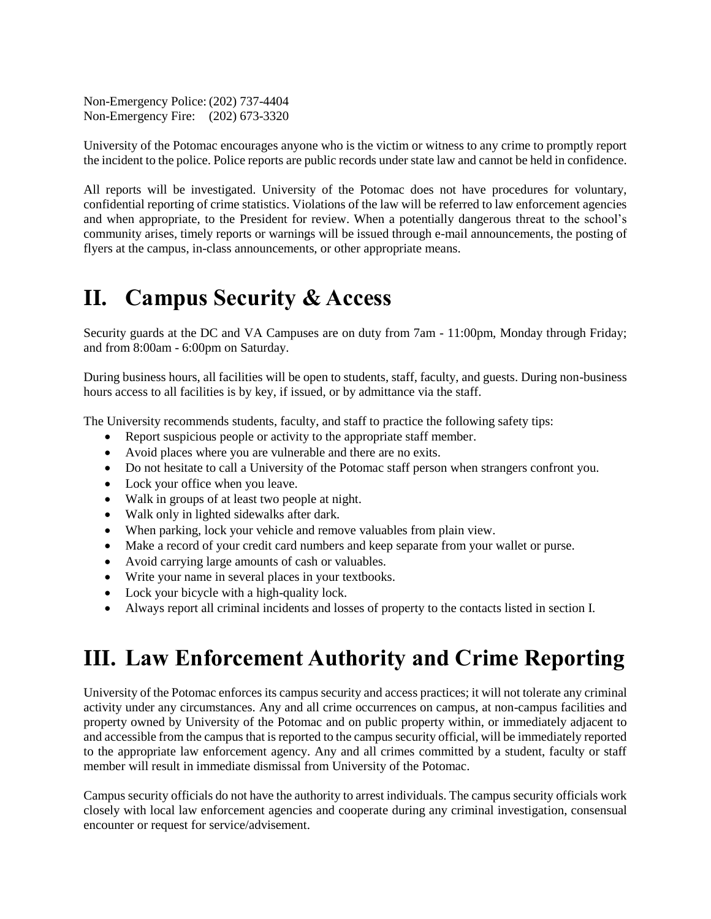Non-Emergency Police: (202) 737-4404
Non-Emergency Fire: (202) 673-3320

University of the Potomac encourages anyone who is the victim or witness to any crime to promptly report the incident to the police. Police reports are public records under state law and cannot be held in confidence.

All reports will be investigated. University of the Potomac does not have procedures for voluntary, confidential reporting of crime statistics. Violations of the law will be referred to law enforcement agencies and when appropriate, to the President for review. When a potentially dangerous threat to the school's community arises, timely reports or warnings will be issued through e-mail announcements, the posting of flyers at the campus, in-class announcements, or other appropriate means.

# II. Campus Security & Access

Security guards at the DC and VA Campuses are on duty from 7am - 11:00pm, Monday through Friday; and from 8:00am - 6:00pm on Saturday.

During business hours, all facilities will be open to students, staff, faculty, and guests. During non-business hours access to all facilities is by key, if issued, or by admittance via the staff.

The University recommends students, faculty, and staff to practice the following safety tips:

- Report suspicious people or activity to the appropriate staff member.
- Avoid places where you are vulnerable and there are no exits.
- Do not hesitate to call a University of the Potomac staff person when strangers confront you.
- Lock your office when you leave.
- Walk in groups of at least two people at night.
- Walk only in lighted sidewalks after dark.
- When parking, lock your vehicle and remove valuables from plain view.
- Make a record of your credit card numbers and keep separate from your wallet or purse.
- Avoid carrying large amounts of cash or valuables.
- Write your name in several places in your textbooks.
- Lock your bicycle with a high-quality lock.
- Always report all criminal incidents and losses of property to the contacts listed in section I.

# III. Law Enforcement Authority and Crime Reporting

University of the Potomac enforces its campus security and access practices; it will not tolerate any criminal activity under any circumstances. Any and all crime occurrences on campus, at non-campus facilities and property owned by University of the Potomac and on public property within, or immediately adjacent to and accessible from the campus that is reported to the campus security official, will be immediately reported to the appropriate law enforcement agency. Any and all crimes committed by a student, faculty or staff member will result in immediate dismissal from University of the Potomac.

Campus security officials do not have the authority to arrest individuals. The campus security officials work closely with local law enforcement agencies and cooperate during any criminal investigation, consensual encounter or request for service/advisement.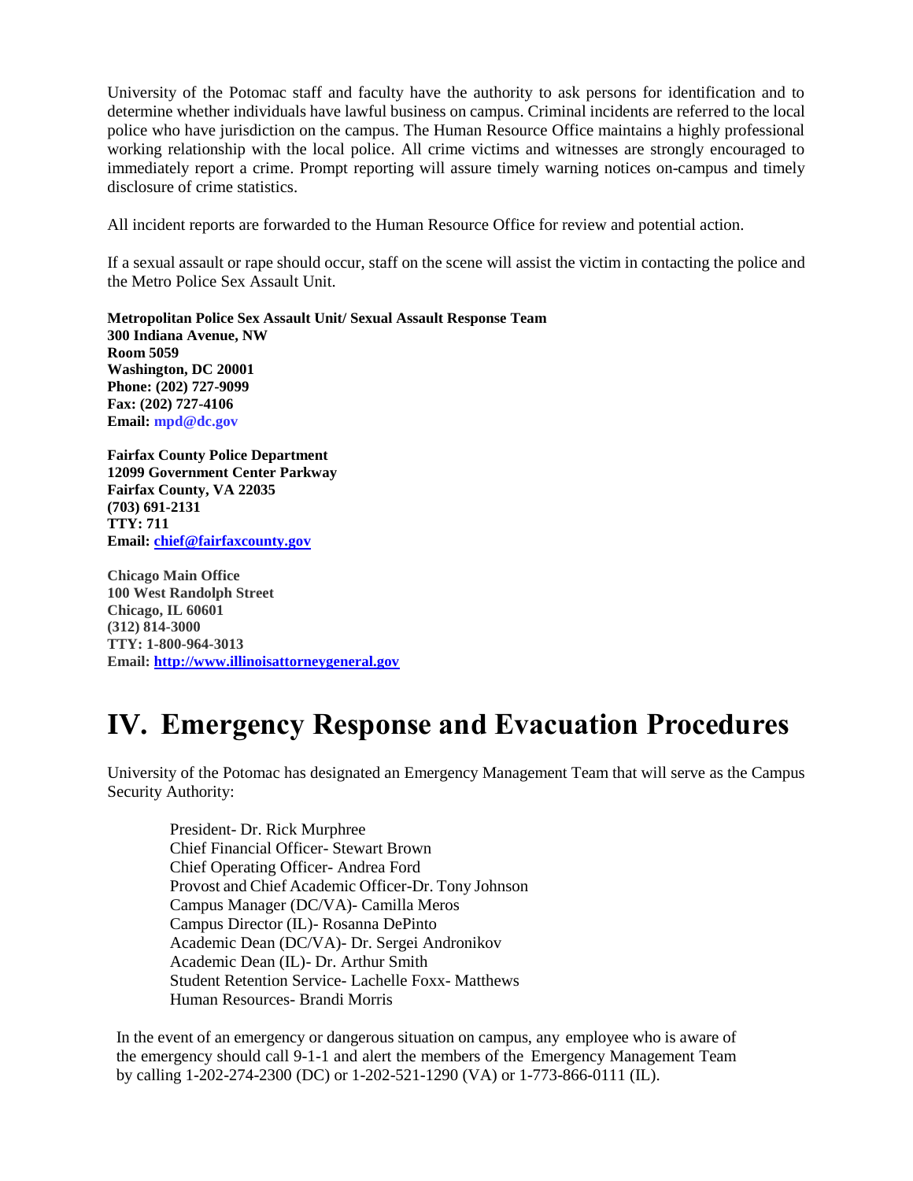University of the Potomac staff and faculty have the authority to ask persons for identification and to determine whether individuals have lawful business on campus. Criminal incidents are referred to the local police who have jurisdiction on the campus. The Human Resource Office maintains a highly professional working relationship with the local police. All crime victims and witnesses are strongly encouraged to immediately report a crime. Prompt reporting will assure timely warning notices on-campus and timely disclosure of crime statistics.

All incident reports are forwarded to the Human Resource Office for review and potential action.

If a sexual assault or rape should occur, staff on the scene will assist the victim in contacting the police and the Metro Police Sex Assault Unit.

**Metropolitan Police Sex Assault Unit/ Sexual Assault Response Team**
**300 Indiana Avenue, NW**
**Room 5059**
**Washington, DC 20001**
**Phone: (202) 727-9099**
**Fax: (202) 727-4106**
**Email: mpd@dc.gov**

**Fairfax County Police Department**
**12099 Government Center Parkway**
**Fairfax County, VA 22035**
**(703) 691-2131**
**TTY: 711**
**Email: chief@fairfaxcounty.gov**

**Chicago Main Office**
**100 West Randolph Street**
**Chicago, IL 60601**
**(312) 814-3000**
**TTY: 1-800-964-3013**
**Email: http://www.illinoisattorneygeneral.gov**

# IV. Emergency Response and Evacuation Procedures

University of the Potomac has designated an Emergency Management Team that will serve as the Campus Security Authority:

President- Dr. Rick Murphree
Chief Financial Officer- Stewart Brown
Chief Operating Officer- Andrea Ford
Provost and Chief Academic Officer-Dr. Tony Johnson
Campus Manager (DC/VA)- Camilla Meros
Campus Director (IL)- Rosanna DePinto
Academic Dean (DC/VA)- Dr. Sergei Andronikov
Academic Dean (IL)- Dr. Arthur Smith
Student Retention Service- Lachelle Foxx- Matthews
Human Resources- Brandi Morris

In the event of an emergency or dangerous situation on campus, any employee who is aware of the emergency should call 9-1-1 and alert the members of the Emergency Management Team by calling 1-202-274-2300 (DC) or 1-202-521-1290 (VA) or 1-773-866-0111 (IL).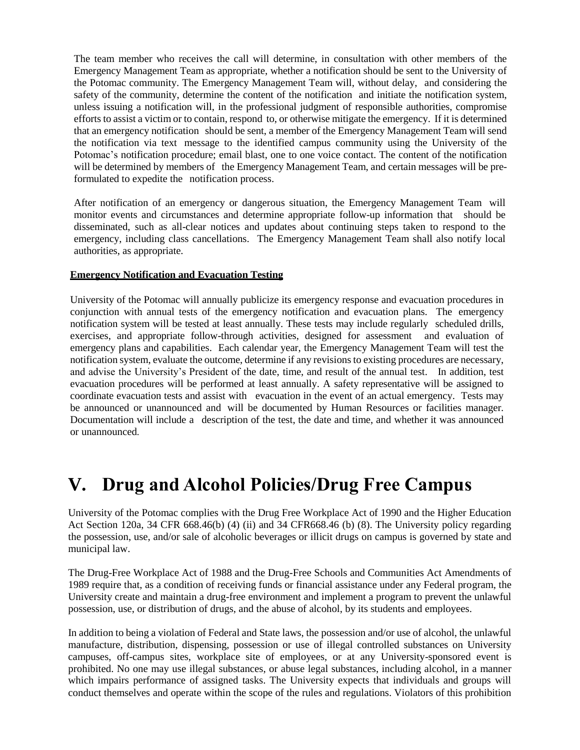The team member who receives the call will determine, in consultation with other members of the Emergency Management Team as appropriate, whether a notification should be sent to the University of the Potomac community. The Emergency Management Team will, without delay, and considering the safety of the community, determine the content of the notification and initiate the notification system, unless issuing a notification will, in the professional judgment of responsible authorities, compromise efforts to assist a victim or to contain, respond to, or otherwise mitigate the emergency. If it is determined that an emergency notification should be sent, a member of the Emergency Management Team will send the notification via text message to the identified campus community using the University of the Potomac's notification procedure; email blast, one to one voice contact. The content of the notification will be determined by members of the Emergency Management Team, and certain messages will be pre-formulated to expedite the notification process.

After notification of an emergency or dangerous situation, the Emergency Management Team will monitor events and circumstances and determine appropriate follow-up information that should be disseminated, such as all-clear notices and updates about continuing steps taken to respond to the emergency, including class cancellations. The Emergency Management Team shall also notify local authorities, as appropriate.

**Emergency Notification and Evacuation Testing**

University of the Potomac will annually publicize its emergency response and evacuation procedures in conjunction with annual tests of the emergency notification and evacuation plans. The emergency notification system will be tested at least annually. These tests may include regularly scheduled drills, exercises, and appropriate follow-through activities, designed for assessment and evaluation of emergency plans and capabilities. Each calendar year, the Emergency Management Team will test the notification system, evaluate the outcome, determine if any revisions to existing procedures are necessary, and advise the University's President of the date, time, and result of the annual test. In addition, test evacuation procedures will be performed at least annually. A safety representative will be assigned to coordinate evacuation tests and assist with evacuation in the event of an actual emergency. Tests may be announced or unannounced and will be documented by Human Resources or facilities manager. Documentation will include a description of the test, the date and time, and whether it was announced or unannounced.

# V. Drug and Alcohol Policies/Drug Free Campus

University of the Potomac complies with the Drug Free Workplace Act of 1990 and the Higher Education Act Section 120a, 34 CFR 668.46(b) (4) (ii) and 34 CFR668.46 (b) (8). The University policy regarding the possession, use, and/or sale of alcoholic beverages or illicit drugs on campus is governed by state and municipal law.

The Drug-Free Workplace Act of 1988 and the Drug-Free Schools and Communities Act Amendments of 1989 require that, as a condition of receiving funds or financial assistance under any Federal program, the University create and maintain a drug-free environment and implement a program to prevent the unlawful possession, use, or distribution of drugs, and the abuse of alcohol, by its students and employees.

In addition to being a violation of Federal and State laws, the possession and/or use of alcohol, the unlawful manufacture, distribution, dispensing, possession or use of illegal controlled substances on University campuses, off-campus sites, workplace site of employees, or at any University-sponsored event is prohibited. No one may use illegal substances, or abuse legal substances, including alcohol, in a manner which impairs performance of assigned tasks. The University expects that individuals and groups will conduct themselves and operate within the scope of the rules and regulations. Violators of this prohibition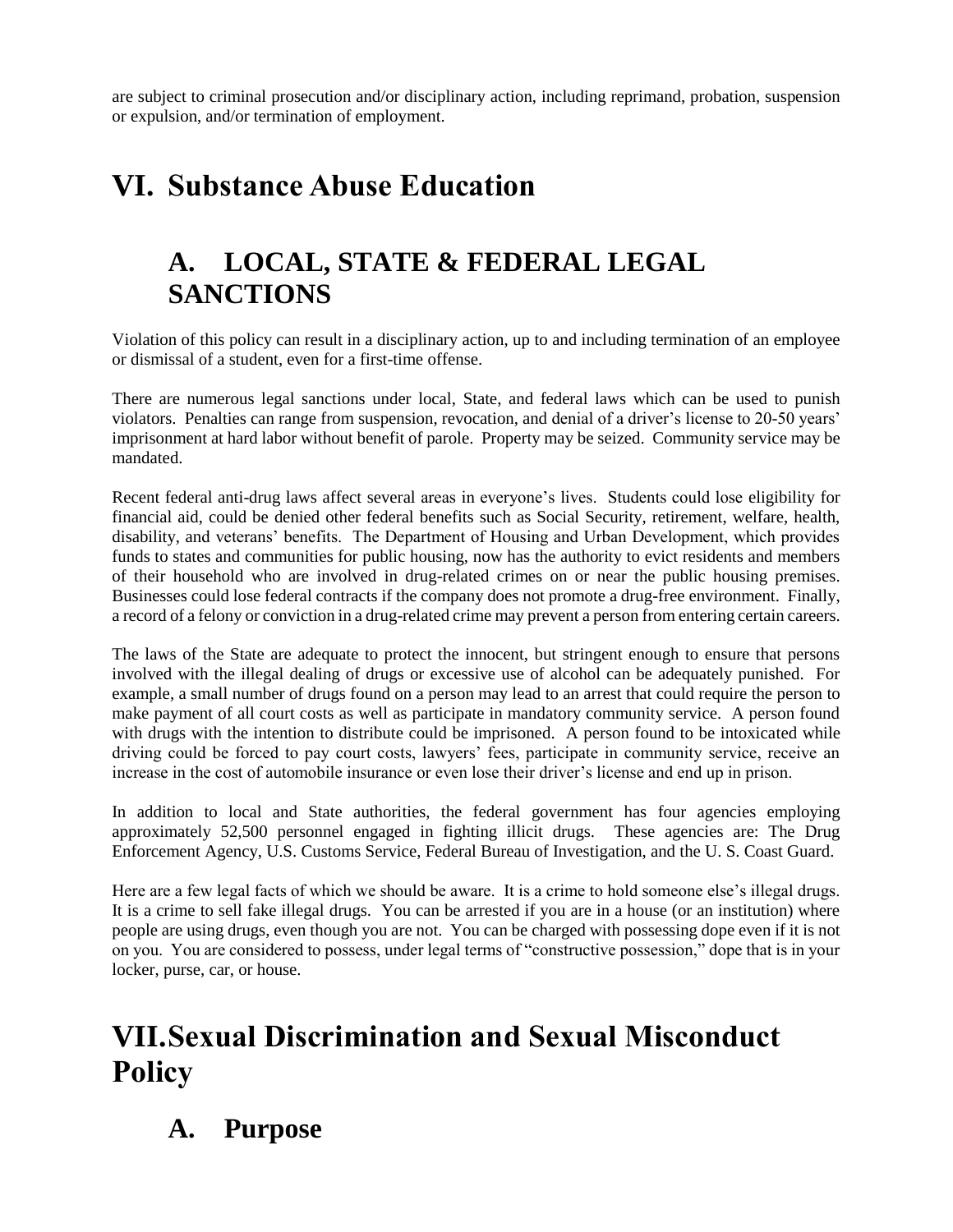are subject to criminal prosecution and/or disciplinary action, including reprimand, probation, suspension or expulsion, and/or termination of employment.

# VI. Substance Abuse Education

## A. LOCAL, STATE & FEDERAL LEGAL SANCTIONS

Violation of this policy can result in a disciplinary action, up to and including termination of an employee or dismissal of a student, even for a first-time offense.

There are numerous legal sanctions under local, State, and federal laws which can be used to punish violators. Penalties can range from suspension, revocation, and denial of a driver's license to 20-50 years' imprisonment at hard labor without benefit of parole. Property may be seized. Community service may be mandated.

Recent federal anti-drug laws affect several areas in everyone's lives. Students could lose eligibility for financial aid, could be denied other federal benefits such as Social Security, retirement, welfare, health, disability, and veterans' benefits. The Department of Housing and Urban Development, which provides funds to states and communities for public housing, now has the authority to evict residents and members of their household who are involved in drug-related crimes on or near the public housing premises. Businesses could lose federal contracts if the company does not promote a drug-free environment. Finally, a record of a felony or conviction in a drug-related crime may prevent a person from entering certain careers.

The laws of the State are adequate to protect the innocent, but stringent enough to ensure that persons involved with the illegal dealing of drugs or excessive use of alcohol can be adequately punished. For example, a small number of drugs found on a person may lead to an arrest that could require the person to make payment of all court costs as well as participate in mandatory community service. A person found with drugs with the intention to distribute could be imprisoned. A person found to be intoxicated while driving could be forced to pay court costs, lawyers' fees, participate in community service, receive an increase in the cost of automobile insurance or even lose their driver's license and end up in prison.

In addition to local and State authorities, the federal government has four agencies employing approximately 52,500 personnel engaged in fighting illicit drugs. These agencies are: The Drug Enforcement Agency, U.S. Customs Service, Federal Bureau of Investigation, and the U. S. Coast Guard.

Here are a few legal facts of which we should be aware. It is a crime to hold someone else's illegal drugs. It is a crime to sell fake illegal drugs. You can be arrested if you are in a house (or an institution) where people are using drugs, even though you are not. You can be charged with possessing dope even if it is not on you. You are considered to possess, under legal terms of "constructive possession," dope that is in your locker, purse, car, or house.

# VII. Sexual Discrimination and Sexual Misconduct Policy

## A. Purpose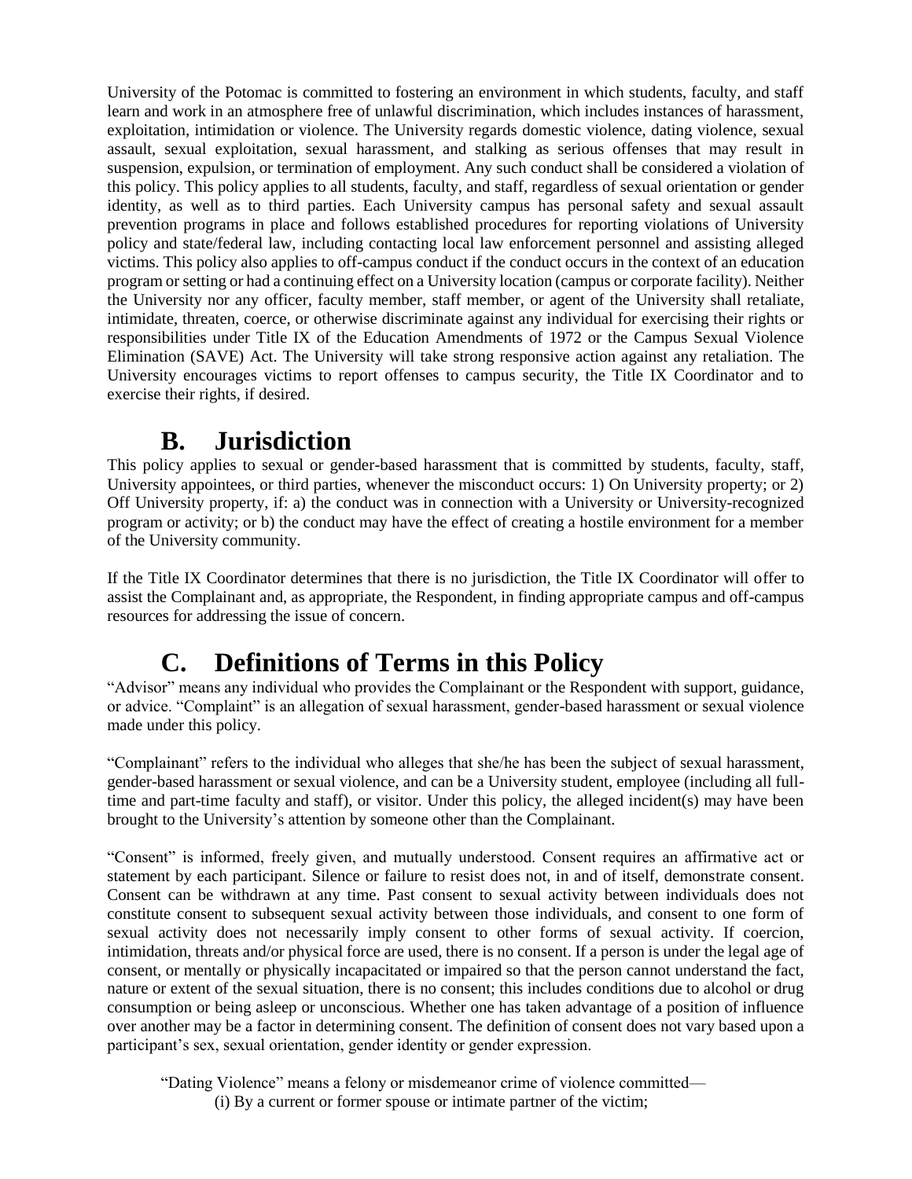University of the Potomac is committed to fostering an environment in which students, faculty, and staff learn and work in an atmosphere free of unlawful discrimination, which includes instances of harassment, exploitation, intimidation or violence. The University regards domestic violence, dating violence, sexual assault, sexual exploitation, sexual harassment, and stalking as serious offenses that may result in suspension, expulsion, or termination of employment. Any such conduct shall be considered a violation of this policy. This policy applies to all students, faculty, and staff, regardless of sexual orientation or gender identity, as well as to third parties. Each University campus has personal safety and sexual assault prevention programs in place and follows established procedures for reporting violations of University policy and state/federal law, including contacting local law enforcement personnel and assisting alleged victims. This policy also applies to off-campus conduct if the conduct occurs in the context of an education program or setting or had a continuing effect on a University location (campus or corporate facility). Neither the University nor any officer, faculty member, staff member, or agent of the University shall retaliate, intimidate, threaten, coerce, or otherwise discriminate against any individual for exercising their rights or responsibilities under Title IX of the Education Amendments of 1972 or the Campus Sexual Violence Elimination (SAVE) Act. The University will take strong responsive action against any retaliation. The University encourages victims to report offenses to campus security, the Title IX Coordinator and to exercise their rights, if desired.

## B. Jurisdiction

This policy applies to sexual or gender-based harassment that is committed by students, faculty, staff, University appointees, or third parties, whenever the misconduct occurs: 1) On University property; or 2) Off University property, if: a) the conduct was in connection with a University or University-recognized program or activity; or b) the conduct may have the effect of creating a hostile environment for a member of the University community.

If the Title IX Coordinator determines that there is no jurisdiction, the Title IX Coordinator will offer to assist the Complainant and, as appropriate, the Respondent, in finding appropriate campus and off-campus resources for addressing the issue of concern.

## C. Definitions of Terms in this Policy

"Advisor" means any individual who provides the Complainant or the Respondent with support, guidance, or advice. "Complaint" is an allegation of sexual harassment, gender-based harassment or sexual violence made under this policy.

"Complainant" refers to the individual who alleges that she/he has been the subject of sexual harassment, gender-based harassment or sexual violence, and can be a University student, employee (including all full-time and part-time faculty and staff), or visitor. Under this policy, the alleged incident(s) may have been brought to the University's attention by someone other than the Complainant.

"Consent" is informed, freely given, and mutually understood. Consent requires an affirmative act or statement by each participant. Silence or failure to resist does not, in and of itself, demonstrate consent. Consent can be withdrawn at any time. Past consent to sexual activity between individuals does not constitute consent to subsequent sexual activity between those individuals, and consent to one form of sexual activity does not necessarily imply consent to other forms of sexual activity. If coercion, intimidation, threats and/or physical force are used, there is no consent. If a person is under the legal age of consent, or mentally or physically incapacitated or impaired so that the person cannot understand the fact, nature or extent of the sexual situation, there is no consent; this includes conditions due to alcohol or drug consumption or being asleep or unconscious. Whether one has taken advantage of a position of influence over another may be a factor in determining consent. The definition of consent does not vary based upon a participant's sex, sexual orientation, gender identity or gender expression.

"Dating Violence" means a felony or misdemeanor crime of violence committed—

(i) By a current or former spouse or intimate partner of the victim;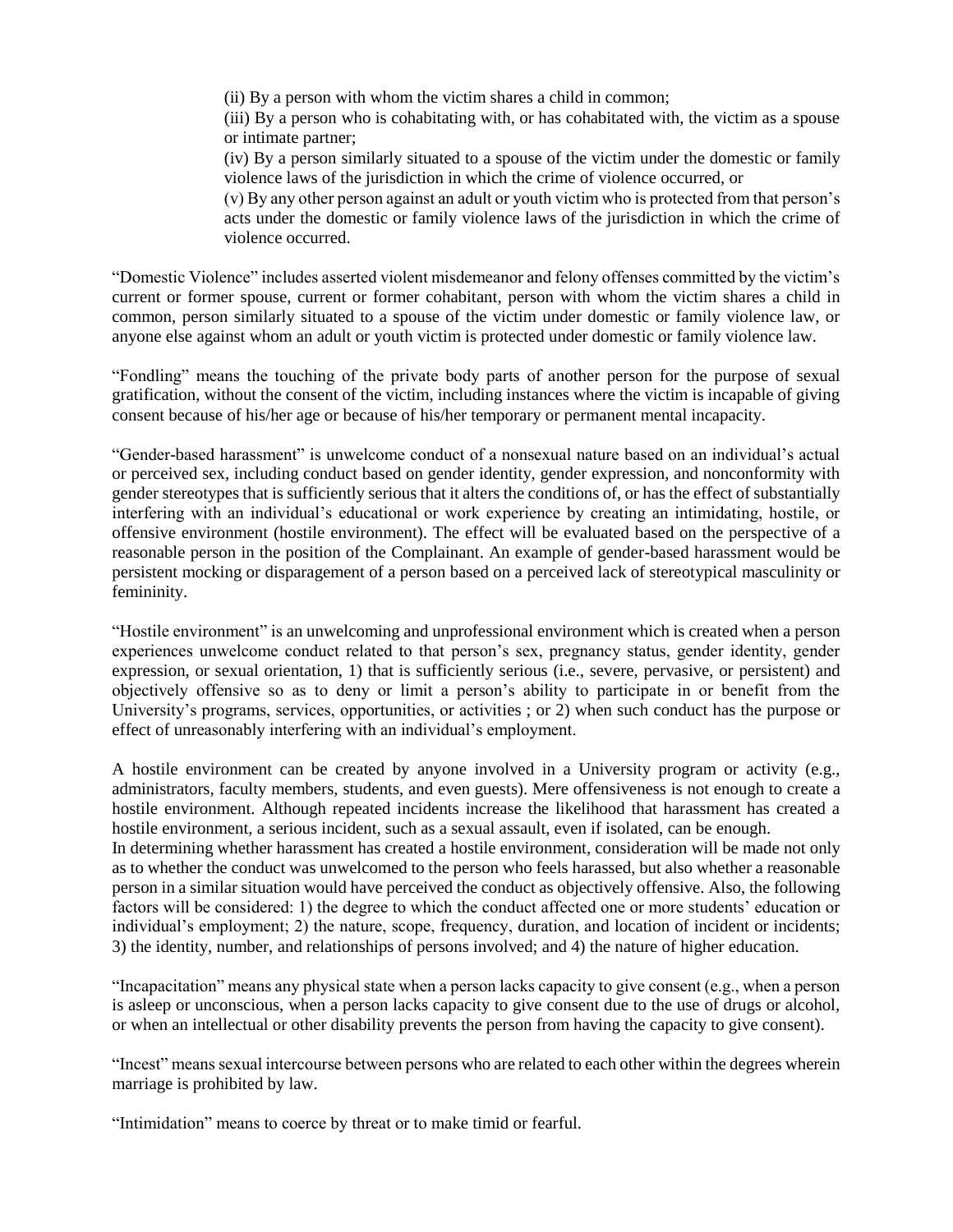(ii) By a person with whom the victim shares a child in common;

(iii) By a person who is cohabitating with, or has cohabitated with, the victim as a spouse or intimate partner;

(iv) By a person similarly situated to a spouse of the victim under the domestic or family violence laws of the jurisdiction in which the crime of violence occurred, or

(v) By any other person against an adult or youth victim who is protected from that person's acts under the domestic or family violence laws of the jurisdiction in which the crime of violence occurred.

"Domestic Violence" includes asserted violent misdemeanor and felony offenses committed by the victim's current or former spouse, current or former cohabitant, person with whom the victim shares a child in common, person similarly situated to a spouse of the victim under domestic or family violence law, or anyone else against whom an adult or youth victim is protected under domestic or family violence law.

"Fondling" means the touching of the private body parts of another person for the purpose of sexual gratification, without the consent of the victim, including instances where the victim is incapable of giving consent because of his/her age or because of his/her temporary or permanent mental incapacity.

"Gender-based harassment" is unwelcome conduct of a nonsexual nature based on an individual's actual or perceived sex, including conduct based on gender identity, gender expression, and nonconformity with gender stereotypes that is sufficiently serious that it alters the conditions of, or has the effect of substantially interfering with an individual's educational or work experience by creating an intimidating, hostile, or offensive environment (hostile environment). The effect will be evaluated based on the perspective of a reasonable person in the position of the Complainant. An example of gender-based harassment would be persistent mocking or disparagement of a person based on a perceived lack of stereotypical masculinity or femininity.

"Hostile environment" is an unwelcoming and unprofessional environment which is created when a person experiences unwelcome conduct related to that person's sex, pregnancy status, gender identity, gender expression, or sexual orientation, 1) that is sufficiently serious (i.e., severe, pervasive, or persistent) and objectively offensive so as to deny or limit a person's ability to participate in or benefit from the University's programs, services, opportunities, or activities ; or 2) when such conduct has the purpose or effect of unreasonably interfering with an individual's employment.

A hostile environment can be created by anyone involved in a University program or activity (e.g., administrators, faculty members, students, and even guests). Mere offensiveness is not enough to create a hostile environment. Although repeated incidents increase the likelihood that harassment has created a hostile environment, a serious incident, such as a sexual assault, even if isolated, can be enough.

In determining whether harassment has created a hostile environment, consideration will be made not only as to whether the conduct was unwelcomed to the person who feels harassed, but also whether a reasonable person in a similar situation would have perceived the conduct as objectively offensive. Also, the following factors will be considered: 1) the degree to which the conduct affected one or more students' education or individual's employment; 2) the nature, scope, frequency, duration, and location of incident or incidents; 3) the identity, number, and relationships of persons involved; and 4) the nature of higher education.

"Incapacitation" means any physical state when a person lacks capacity to give consent (e.g., when a person is asleep or unconscious, when a person lacks capacity to give consent due to the use of drugs or alcohol, or when an intellectual or other disability prevents the person from having the capacity to give consent).

"Incest" means sexual intercourse between persons who are related to each other within the degrees wherein marriage is prohibited by law.

"Intimidation" means to coerce by threat or to make timid or fearful.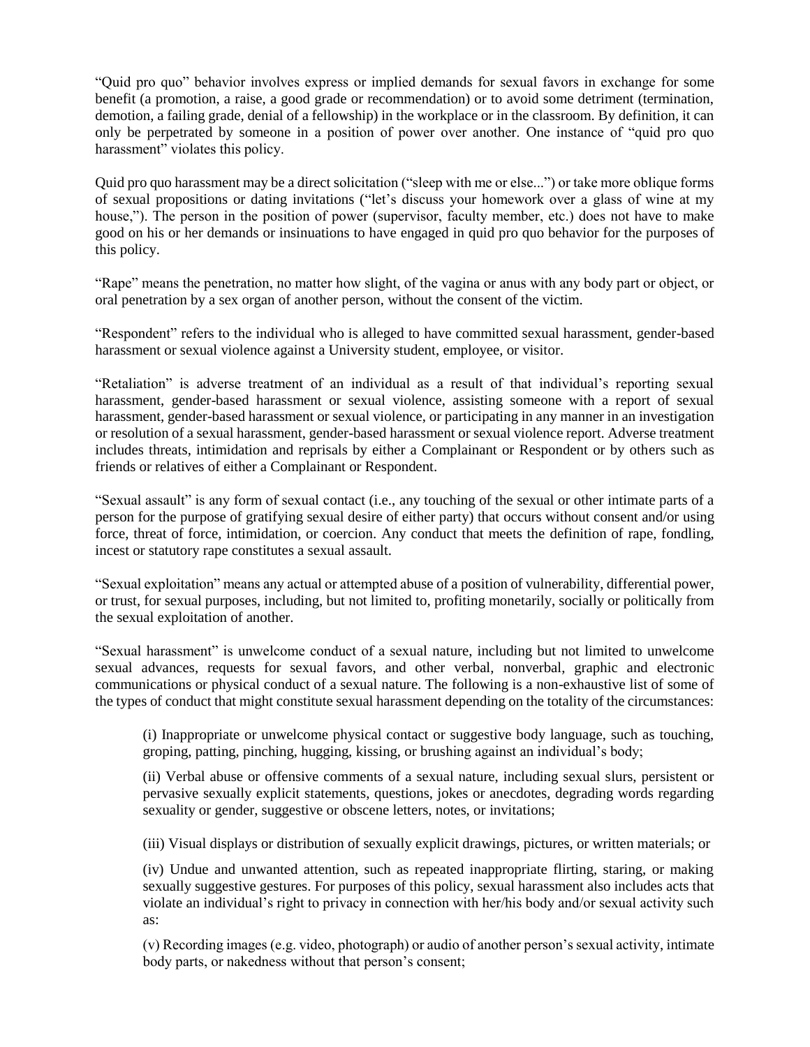"Quid pro quo" behavior involves express or implied demands for sexual favors in exchange for some benefit (a promotion, a raise, a good grade or recommendation) or to avoid some detriment (termination, demotion, a failing grade, denial of a fellowship) in the workplace or in the classroom. By definition, it can only be perpetrated by someone in a position of power over another. One instance of "quid pro quo harassment" violates this policy.

Quid pro quo harassment may be a direct solicitation ("sleep with me or else...") or take more oblique forms of sexual propositions or dating invitations ("let's discuss your homework over a glass of wine at my house,"). The person in the position of power (supervisor, faculty member, etc.) does not have to make good on his or her demands or insinuations to have engaged in quid pro quo behavior for the purposes of this policy.

"Rape" means the penetration, no matter how slight, of the vagina or anus with any body part or object, or oral penetration by a sex organ of another person, without the consent of the victim.

"Respondent" refers to the individual who is alleged to have committed sexual harassment, gender-based harassment or sexual violence against a University student, employee, or visitor.

"Retaliation" is adverse treatment of an individual as a result of that individual's reporting sexual harassment, gender-based harassment or sexual violence, assisting someone with a report of sexual harassment, gender-based harassment or sexual violence, or participating in any manner in an investigation or resolution of a sexual harassment, gender-based harassment or sexual violence report. Adverse treatment includes threats, intimidation and reprisals by either a Complainant or Respondent or by others such as friends or relatives of either a Complainant or Respondent.

"Sexual assault" is any form of sexual contact (i.e., any touching of the sexual or other intimate parts of a person for the purpose of gratifying sexual desire of either party) that occurs without consent and/or using force, threat of force, intimidation, or coercion. Any conduct that meets the definition of rape, fondling, incest or statutory rape constitutes a sexual assault.

"Sexual exploitation" means any actual or attempted abuse of a position of vulnerability, differential power, or trust, for sexual purposes, including, but not limited to, profiting monetarily, socially or politically from the sexual exploitation of another.

"Sexual harassment" is unwelcome conduct of a sexual nature, including but not limited to unwelcome sexual advances, requests for sexual favors, and other verbal, nonverbal, graphic and electronic communications or physical conduct of a sexual nature. The following is a non-exhaustive list of some of the types of conduct that might constitute sexual harassment depending on the totality of the circumstances:

(i) Inappropriate or unwelcome physical contact or suggestive body language, such as touching, groping, patting, pinching, hugging, kissing, or brushing against an individual's body;

(ii) Verbal abuse or offensive comments of a sexual nature, including sexual slurs, persistent or pervasive sexually explicit statements, questions, jokes or anecdotes, degrading words regarding sexuality or gender, suggestive or obscene letters, notes, or invitations;

(iii) Visual displays or distribution of sexually explicit drawings, pictures, or written materials; or

(iv) Undue and unwanted attention, such as repeated inappropriate flirting, staring, or making sexually suggestive gestures. For purposes of this policy, sexual harassment also includes acts that violate an individual's right to privacy in connection with her/his body and/or sexual activity such as:

(v) Recording images (e.g. video, photograph) or audio of another person's sexual activity, intimate body parts, or nakedness without that person's consent;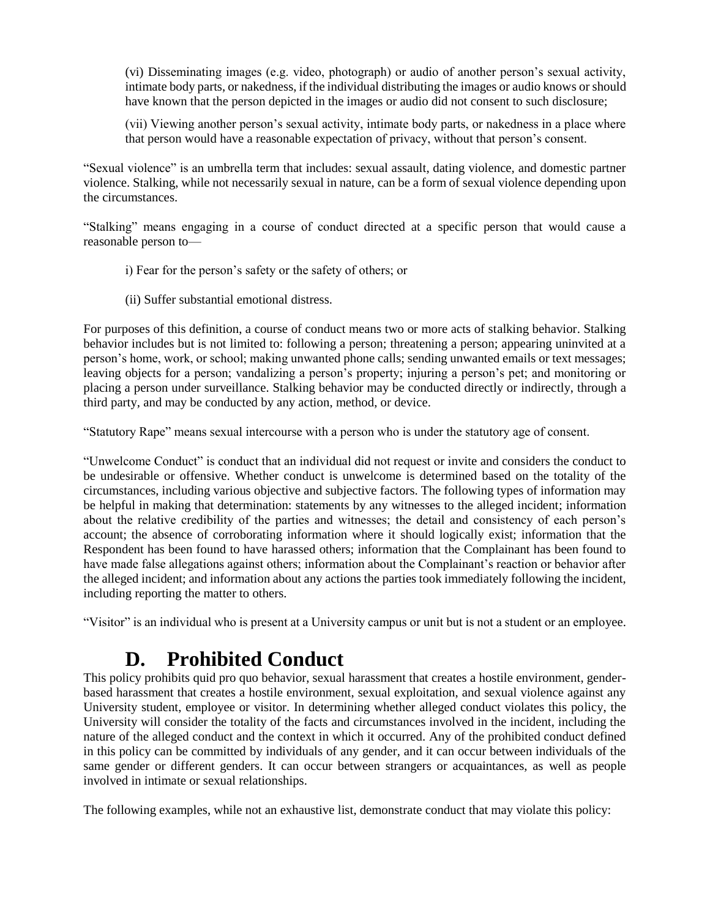(vi) Disseminating images (e.g. video, photograph) or audio of another person's sexual activity, intimate body parts, or nakedness, if the individual distributing the images or audio knows or should have known that the person depicted in the images or audio did not consent to such disclosure;

(vii) Viewing another person's sexual activity, intimate body parts, or nakedness in a place where that person would have a reasonable expectation of privacy, without that person's consent.

"Sexual violence" is an umbrella term that includes: sexual assault, dating violence, and domestic partner violence. Stalking, while not necessarily sexual in nature, can be a form of sexual violence depending upon the circumstances.

"Stalking" means engaging in a course of conduct directed at a specific person that would cause a reasonable person to—

i) Fear for the person's safety or the safety of others; or

(ii) Suffer substantial emotional distress.

For purposes of this definition, a course of conduct means two or more acts of stalking behavior. Stalking behavior includes but is not limited to: following a person; threatening a person; appearing uninvited at a person's home, work, or school; making unwanted phone calls; sending unwanted emails or text messages; leaving objects for a person; vandalizing a person's property; injuring a person's pet; and monitoring or placing a person under surveillance. Stalking behavior may be conducted directly or indirectly, through a third party, and may be conducted by any action, method, or device.

"Statutory Rape" means sexual intercourse with a person who is under the statutory age of consent.

"Unwelcome Conduct" is conduct that an individual did not request or invite and considers the conduct to be undesirable or offensive. Whether conduct is unwelcome is determined based on the totality of the circumstances, including various objective and subjective factors. The following types of information may be helpful in making that determination: statements by any witnesses to the alleged incident; information about the relative credibility of the parties and witnesses; the detail and consistency of each person's account; the absence of corroborating information where it should logically exist; information that the Respondent has been found to have harassed others; information that the Complainant has been found to have made false allegations against others; information about the Complainant's reaction or behavior after the alleged incident; and information about any actions the parties took immediately following the incident, including reporting the matter to others.

"Visitor" is an individual who is present at a University campus or unit but is not a student or an employee.

# D. Prohibited Conduct

This policy prohibits quid pro quo behavior, sexual harassment that creates a hostile environment, gender-based harassment that creates a hostile environment, sexual exploitation, and sexual violence against any University student, employee or visitor. In determining whether alleged conduct violates this policy, the University will consider the totality of the facts and circumstances involved in the incident, including the nature of the alleged conduct and the context in which it occurred. Any of the prohibited conduct defined in this policy can be committed by individuals of any gender, and it can occur between individuals of the same gender or different genders. It can occur between strangers or acquaintances, as well as people involved in intimate or sexual relationships.

The following examples, while not an exhaustive list, demonstrate conduct that may violate this policy: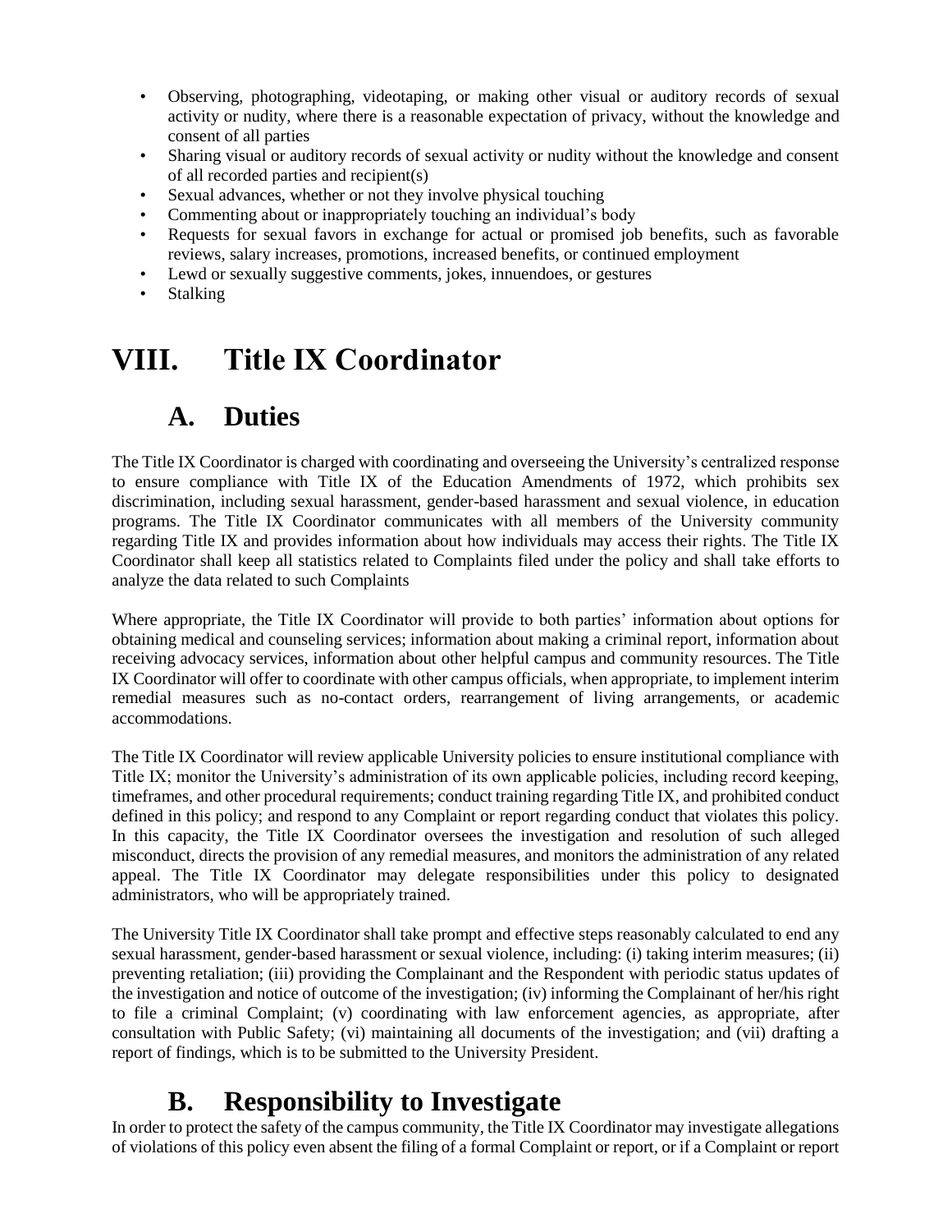- Observing, photographing, videotaping, or making other visual or auditory records of sexual activity or nudity, where there is a reasonable expectation of privacy, without the knowledge and consent of all parties
- Sharing visual or auditory records of sexual activity or nudity without the knowledge and consent of all recorded parties and recipient(s)
- Sexual advances, whether or not they involve physical touching
- Commenting about or inappropriately touching an individual's body
- Requests for sexual favors in exchange for actual or promised job benefits, such as favorable reviews, salary increases, promotions, increased benefits, or continued employment
- Lewd or sexually suggestive comments, jokes, innuendoes, or gestures
- Stalking

# VIII. Title IX Coordinator

## A. Duties

The Title IX Coordinator is charged with coordinating and overseeing the University's centralized response to ensure compliance with Title IX of the Education Amendments of 1972, which prohibits sex discrimination, including sexual harassment, gender-based harassment and sexual violence, in education programs. The Title IX Coordinator communicates with all members of the University community regarding Title IX and provides information about how individuals may access their rights. The Title IX Coordinator shall keep all statistics related to Complaints filed under the policy and shall take efforts to analyze the data related to such Complaints

Where appropriate, the Title IX Coordinator will provide to both parties' information about options for obtaining medical and counseling services; information about making a criminal report, information about receiving advocacy services, information about other helpful campus and community resources. The Title IX Coordinator will offer to coordinate with other campus officials, when appropriate, to implement interim remedial measures such as no-contact orders, rearrangement of living arrangements, or academic accommodations.

The Title IX Coordinator will review applicable University policies to ensure institutional compliance with Title IX; monitor the University's administration of its own applicable policies, including record keeping, timeframes, and other procedural requirements; conduct training regarding Title IX, and prohibited conduct defined in this policy; and respond to any Complaint or report regarding conduct that violates this policy. In this capacity, the Title IX Coordinator oversees the investigation and resolution of such alleged misconduct, directs the provision of any remedial measures, and monitors the administration of any related appeal. The Title IX Coordinator may delegate responsibilities under this policy to designated administrators, who will be appropriately trained.

The University Title IX Coordinator shall take prompt and effective steps reasonably calculated to end any sexual harassment, gender-based harassment or sexual violence, including: (i) taking interim measures; (ii) preventing retaliation; (iii) providing the Complainant and the Respondent with periodic status updates of the investigation and notice of outcome of the investigation; (iv) informing the Complainant of her/his right to file a criminal Complaint; (v) coordinating with law enforcement agencies, as appropriate, after consultation with Public Safety; (vi) maintaining all documents of the investigation; and (vii) drafting a report of findings, which is to be submitted to the University President.

## B. Responsibility to Investigate

In order to protect the safety of the campus community, the Title IX Coordinator may investigate allegations of violations of this policy even absent the filing of a formal Complaint or report, or if a Complaint or report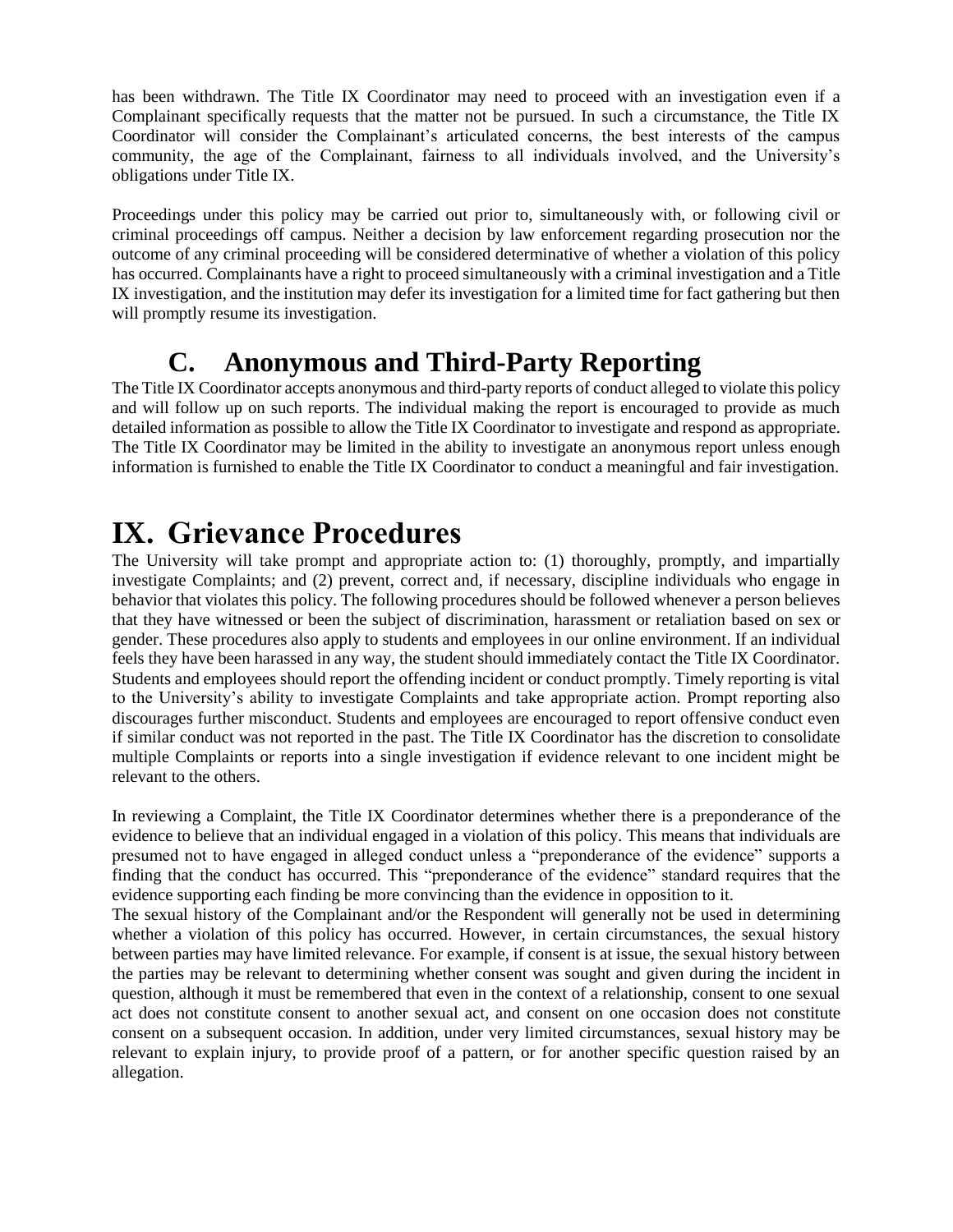has been withdrawn. The Title IX Coordinator may need to proceed with an investigation even if a Complainant specifically requests that the matter not be pursued. In such a circumstance, the Title IX Coordinator will consider the Complainant's articulated concerns, the best interests of the campus community, the age of the Complainant, fairness to all individuals involved, and the University's obligations under Title IX.

Proceedings under this policy may be carried out prior to, simultaneously with, or following civil or criminal proceedings off campus. Neither a decision by law enforcement regarding prosecution nor the outcome of any criminal proceeding will be considered determinative of whether a violation of this policy has occurred. Complainants have a right to proceed simultaneously with a criminal investigation and a Title IX investigation, and the institution may defer its investigation for a limited time for fact gathering but then will promptly resume its investigation.

## C. Anonymous and Third-Party Reporting

The Title IX Coordinator accepts anonymous and third-party reports of conduct alleged to violate this policy and will follow up on such reports. The individual making the report is encouraged to provide as much detailed information as possible to allow the Title IX Coordinator to investigate and respond as appropriate. The Title IX Coordinator may be limited in the ability to investigate an anonymous report unless enough information is furnished to enable the Title IX Coordinator to conduct a meaningful and fair investigation.

# IX. Grievance Procedures

The University will take prompt and appropriate action to: (1) thoroughly, promptly, and impartially investigate Complaints; and (2) prevent, correct and, if necessary, discipline individuals who engage in behavior that violates this policy. The following procedures should be followed whenever a person believes that they have witnessed or been the subject of discrimination, harassment or retaliation based on sex or gender. These procedures also apply to students and employees in our online environment. If an individual feels they have been harassed in any way, the student should immediately contact the Title IX Coordinator. Students and employees should report the offending incident or conduct promptly. Timely reporting is vital to the University's ability to investigate Complaints and take appropriate action. Prompt reporting also discourages further misconduct. Students and employees are encouraged to report offensive conduct even if similar conduct was not reported in the past. The Title IX Coordinator has the discretion to consolidate multiple Complaints or reports into a single investigation if evidence relevant to one incident might be relevant to the others.

In reviewing a Complaint, the Title IX Coordinator determines whether there is a preponderance of the evidence to believe that an individual engaged in a violation of this policy. This means that individuals are presumed not to have engaged in alleged conduct unless a "preponderance of the evidence" supports a finding that the conduct has occurred. This "preponderance of the evidence" standard requires that the evidence supporting each finding be more convincing than the evidence in opposition to it.

The sexual history of the Complainant and/or the Respondent will generally not be used in determining whether a violation of this policy has occurred. However, in certain circumstances, the sexual history between parties may have limited relevance. For example, if consent is at issue, the sexual history between the parties may be relevant to determining whether consent was sought and given during the incident in question, although it must be remembered that even in the context of a relationship, consent to one sexual act does not constitute consent to another sexual act, and consent on one occasion does not constitute consent on a subsequent occasion. In addition, under very limited circumstances, sexual history may be relevant to explain injury, to provide proof of a pattern, or for another specific question raised by an allegation.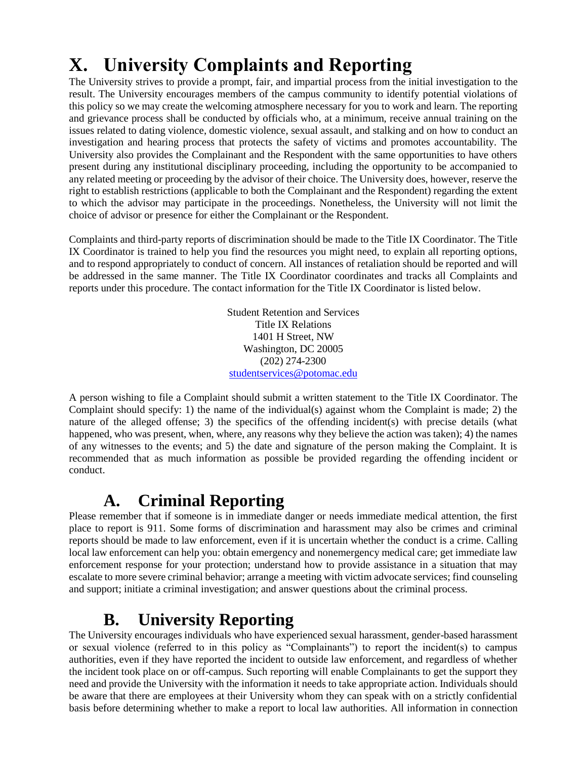# X. University Complaints and Reporting

The University strives to provide a prompt, fair, and impartial process from the initial investigation to the result. The University encourages members of the campus community to identify potential violations of this policy so we may create the welcoming atmosphere necessary for you to work and learn. The reporting and grievance process shall be conducted by officials who, at a minimum, receive annual training on the issues related to dating violence, domestic violence, sexual assault, and stalking and on how to conduct an investigation and hearing process that protects the safety of victims and promotes accountability. The University also provides the Complainant and the Respondent with the same opportunities to have others present during any institutional disciplinary proceeding, including the opportunity to be accompanied to any related meeting or proceeding by the advisor of their choice. The University does, however, reserve the right to establish restrictions (applicable to both the Complainant and the Respondent) regarding the extent to which the advisor may participate in the proceedings. Nonetheless, the University will not limit the choice of advisor or presence for either the Complainant or the Respondent.

Complaints and third-party reports of discrimination should be made to the Title IX Coordinator. The Title IX Coordinator is trained to help you find the resources you might need, to explain all reporting options, and to respond appropriately to conduct of concern. All instances of retaliation should be reported and will be addressed in the same manner. The Title IX Coordinator coordinates and tracks all Complaints and reports under this procedure. The contact information for the Title IX Coordinator is listed below.

Student Retention and Services
Title IX Relations
1401 H Street, NW
Washington, DC 20005
(202) 274-2300
studentservices@potomac.edu

A person wishing to file a Complaint should submit a written statement to the Title IX Coordinator. The Complaint should specify: 1) the name of the individual(s) against whom the Complaint is made; 2) the nature of the alleged offense; 3) the specifics of the offending incident(s) with precise details (what happened, who was present, when, where, any reasons why they believe the action was taken); 4) the names of any witnesses to the events; and 5) the date and signature of the person making the Complaint. It is recommended that as much information as possible be provided regarding the offending incident or conduct.

## A. Criminal Reporting

Please remember that if someone is in immediate danger or needs immediate medical attention, the first place to report is 911. Some forms of discrimination and harassment may also be crimes and criminal reports should be made to law enforcement, even if it is uncertain whether the conduct is a crime. Calling local law enforcement can help you: obtain emergency and nonemergency medical care; get immediate law enforcement response for your protection; understand how to provide assistance in a situation that may escalate to more severe criminal behavior; arrange a meeting with victim advocate services; find counseling and support; initiate a criminal investigation; and answer questions about the criminal process.

## B. University Reporting

The University encourages individuals who have experienced sexual harassment, gender-based harassment or sexual violence (referred to in this policy as "Complainants") to report the incident(s) to campus authorities, even if they have reported the incident to outside law enforcement, and regardless of whether the incident took place on or off-campus. Such reporting will enable Complainants to get the support they need and provide the University with the information it needs to take appropriate action. Individuals should be aware that there are employees at their University whom they can speak with on a strictly confidential basis before determining whether to make a report to local law authorities. All information in connection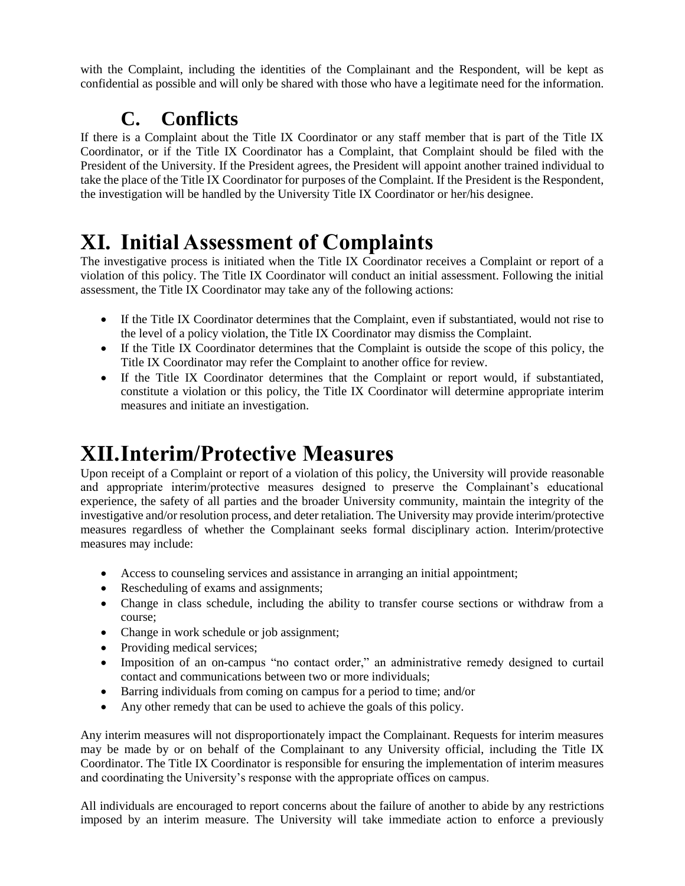with the Complaint, including the identities of the Complainant and the Respondent, will be kept as confidential as possible and will only be shared with those who have a legitimate need for the information.

### C. Conflicts

If there is a Complaint about the Title IX Coordinator or any staff member that is part of the Title IX Coordinator, or if the Title IX Coordinator has a Complaint, that Complaint should be filed with the President of the University. If the President agrees, the President will appoint another trained individual to take the place of the Title IX Coordinator for purposes of the Complaint. If the President is the Respondent, the investigation will be handled by the University Title IX Coordinator or her/his designee.

# XI. Initial Assessment of Complaints

The investigative process is initiated when the Title IX Coordinator receives a Complaint or report of a violation of this policy. The Title IX Coordinator will conduct an initial assessment. Following the initial assessment, the Title IX Coordinator may take any of the following actions:

- If the Title IX Coordinator determines that the Complaint, even if substantiated, would not rise to the level of a policy violation, the Title IX Coordinator may dismiss the Complaint.
- If the Title IX Coordinator determines that the Complaint is outside the scope of this policy, the Title IX Coordinator may refer the Complaint to another office for review.
- If the Title IX Coordinator determines that the Complaint or report would, if substantiated, constitute a violation or this policy, the Title IX Coordinator will determine appropriate interim measures and initiate an investigation.

# XII. Interim/Protective Measures

Upon receipt of a Complaint or report of a violation of this policy, the University will provide reasonable and appropriate interim/protective measures designed to preserve the Complainant's educational experience, the safety of all parties and the broader University community, maintain the integrity of the investigative and/or resolution process, and deter retaliation. The University may provide interim/protective measures regardless of whether the Complainant seeks formal disciplinary action. Interim/protective measures may include:

- Access to counseling services and assistance in arranging an initial appointment;
- Rescheduling of exams and assignments;
- Change in class schedule, including the ability to transfer course sections or withdraw from a course;
- Change in work schedule or job assignment;
- Providing medical services;
- Imposition of an on-campus "no contact order," an administrative remedy designed to curtail contact and communications between two or more individuals;
- Barring individuals from coming on campus for a period to time; and/or
- Any other remedy that can be used to achieve the goals of this policy.

Any interim measures will not disproportionately impact the Complainant. Requests for interim measures may be made by or on behalf of the Complainant to any University official, including the Title IX Coordinator. The Title IX Coordinator is responsible for ensuring the implementation of interim measures and coordinating the University's response with the appropriate offices on campus.

All individuals are encouraged to report concerns about the failure of another to abide by any restrictions imposed by an interim measure. The University will take immediate action to enforce a previously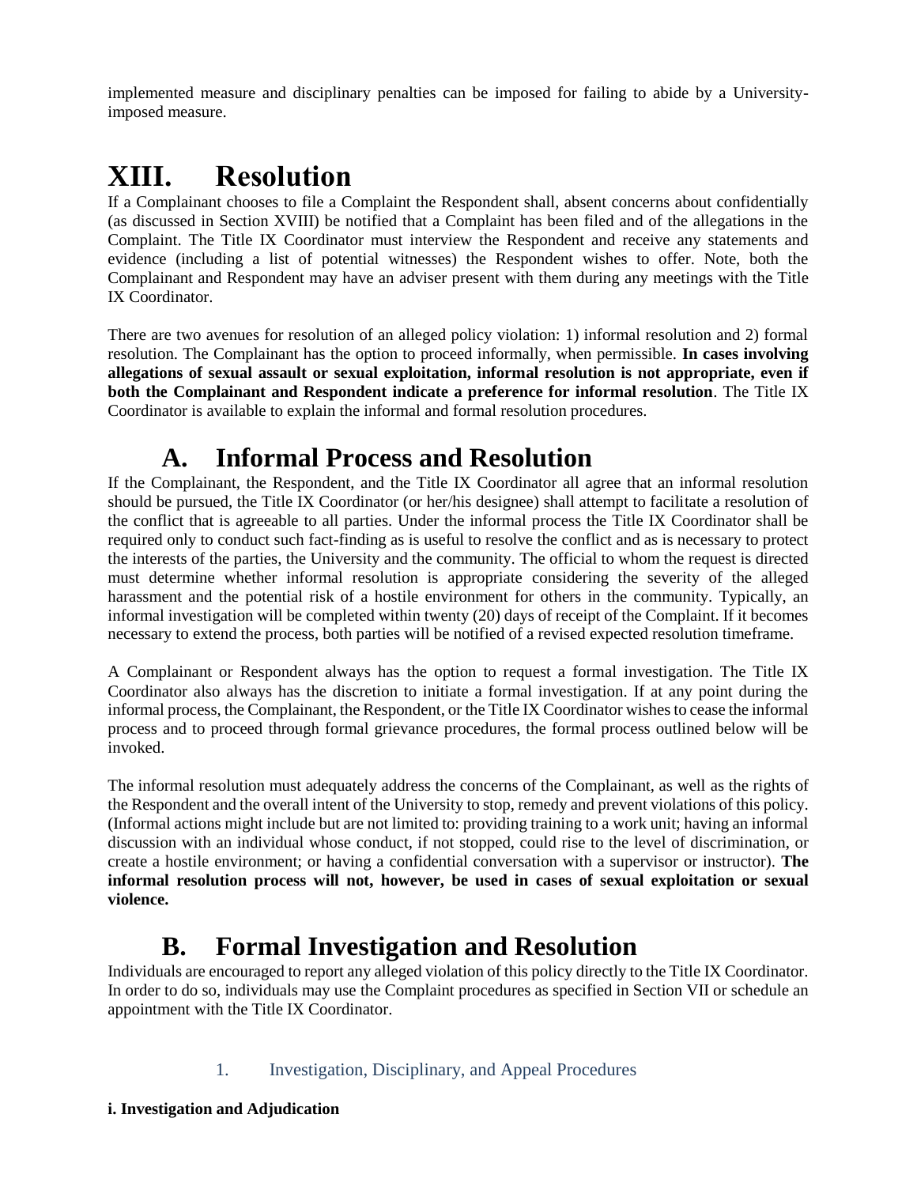implemented measure and disciplinary penalties can be imposed for failing to abide by a University-imposed measure.

# XIII. Resolution

If a Complainant chooses to file a Complaint the Respondent shall, absent concerns about confidentially (as discussed in Section XVIII) be notified that a Complaint has been filed and of the allegations in the Complaint. The Title IX Coordinator must interview the Respondent and receive any statements and evidence (including a list of potential witnesses) the Respondent wishes to offer. Note, both the Complainant and Respondent may have an adviser present with them during any meetings with the Title IX Coordinator.

There are two avenues for resolution of an alleged policy violation: 1) informal resolution and 2) formal resolution. The Complainant has the option to proceed informally, when permissible. **In cases involving allegations of sexual assault or sexual exploitation, informal resolution is not appropriate, even if both the Complainant and Respondent indicate a preference for informal resolution**. The Title IX Coordinator is available to explain the informal and formal resolution procedures.

## A. Informal Process and Resolution

If the Complainant, the Respondent, and the Title IX Coordinator all agree that an informal resolution should be pursued, the Title IX Coordinator (or her/his designee) shall attempt to facilitate a resolution of the conflict that is agreeable to all parties. Under the informal process the Title IX Coordinator shall be required only to conduct such fact-finding as is useful to resolve the conflict and as is necessary to protect the interests of the parties, the University and the community. The official to whom the request is directed must determine whether informal resolution is appropriate considering the severity of the alleged harassment and the potential risk of a hostile environment for others in the community. Typically, an informal investigation will be completed within twenty (20) days of receipt of the Complaint. If it becomes necessary to extend the process, both parties will be notified of a revised expected resolution timeframe.

A Complainant or Respondent always has the option to request a formal investigation. The Title IX Coordinator also always has the discretion to initiate a formal investigation. If at any point during the informal process, the Complainant, the Respondent, or the Title IX Coordinator wishes to cease the informal process and to proceed through formal grievance procedures, the formal process outlined below will be invoked.

The informal resolution must adequately address the concerns of the Complainant, as well as the rights of the Respondent and the overall intent of the University to stop, remedy and prevent violations of this policy. (Informal actions might include but are not limited to: providing training to a work unit; having an informal discussion with an individual whose conduct, if not stopped, could rise to the level of discrimination, or create a hostile environment; or having a confidential conversation with a supervisor or instructor). **The informal resolution process will not, however, be used in cases of sexual exploitation or sexual violence.**

## B. Formal Investigation and Resolution

Individuals are encouraged to report any alleged violation of this policy directly to the Title IX Coordinator. In order to do so, individuals may use the Complaint procedures as specified in Section VII or schedule an appointment with the Title IX Coordinator.

### 1. Investigation, Disciplinary, and Appeal Procedures

**i. Investigation and Adjudication**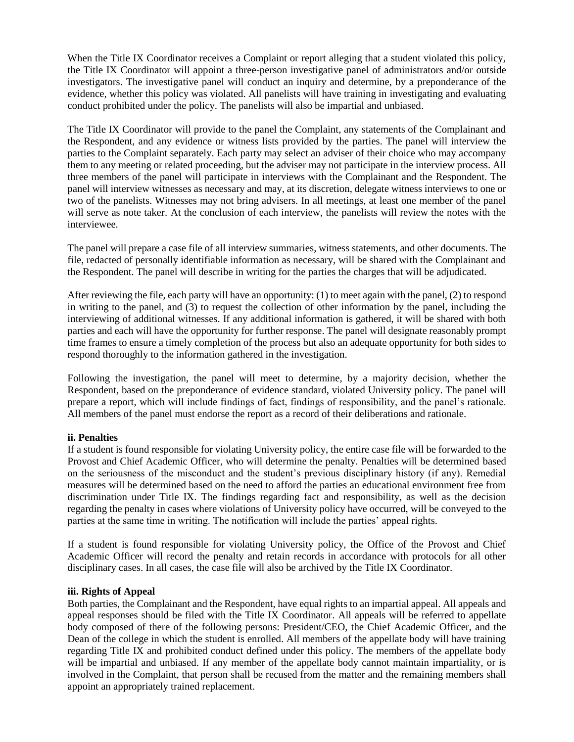When the Title IX Coordinator receives a Complaint or report alleging that a student violated this policy, the Title IX Coordinator will appoint a three-person investigative panel of administrators and/or outside investigators. The investigative panel will conduct an inquiry and determine, by a preponderance of the evidence, whether this policy was violated. All panelists will have training in investigating and evaluating conduct prohibited under the policy. The panelists will also be impartial and unbiased.

The Title IX Coordinator will provide to the panel the Complaint, any statements of the Complainant and the Respondent, and any evidence or witness lists provided by the parties. The panel will interview the parties to the Complaint separately. Each party may select an adviser of their choice who may accompany them to any meeting or related proceeding, but the adviser may not participate in the interview process. All three members of the panel will participate in interviews with the Complainant and the Respondent. The panel will interview witnesses as necessary and may, at its discretion, delegate witness interviews to one or two of the panelists. Witnesses may not bring advisers. In all meetings, at least one member of the panel will serve as note taker. At the conclusion of each interview, the panelists will review the notes with the interviewee.

The panel will prepare a case file of all interview summaries, witness statements, and other documents. The file, redacted of personally identifiable information as necessary, will be shared with the Complainant and the Respondent. The panel will describe in writing for the parties the charges that will be adjudicated.

After reviewing the file, each party will have an opportunity: (1) to meet again with the panel, (2) to respond in writing to the panel, and (3) to request the collection of other information by the panel, including the interviewing of additional witnesses. If any additional information is gathered, it will be shared with both parties and each will have the opportunity for further response. The panel will designate reasonably prompt time frames to ensure a timely completion of the process but also an adequate opportunity for both sides to respond thoroughly to the information gathered in the investigation.

Following the investigation, the panel will meet to determine, by a majority decision, whether the Respondent, based on the preponderance of evidence standard, violated University policy. The panel will prepare a report, which will include findings of fact, findings of responsibility, and the panel's rationale. All members of the panel must endorse the report as a record of their deliberations and rationale.

**ii. Penalties**

If a student is found responsible for violating University policy, the entire case file will be forwarded to the Provost and Chief Academic Officer, who will determine the penalty. Penalties will be determined based on the seriousness of the misconduct and the student's previous disciplinary history (if any). Remedial measures will be determined based on the need to afford the parties an educational environment free from discrimination under Title IX. The findings regarding fact and responsibility, as well as the decision regarding the penalty in cases where violations of University policy have occurred, will be conveyed to the parties at the same time in writing. The notification will include the parties' appeal rights.

If a student is found responsible for violating University policy, the Office of the Provost and Chief Academic Officer will record the penalty and retain records in accordance with protocols for all other disciplinary cases. In all cases, the case file will also be archived by the Title IX Coordinator.

**iii. Rights of Appeal**

Both parties, the Complainant and the Respondent, have equal rights to an impartial appeal. All appeals and appeal responses should be filed with the Title IX Coordinator. All appeals will be referred to appellate body composed of there of the following persons: President/CEO, the Chief Academic Officer, and the Dean of the college in which the student is enrolled. All members of the appellate body will have training regarding Title IX and prohibited conduct defined under this policy. The members of the appellate body will be impartial and unbiased. If any member of the appellate body cannot maintain impartiality, or is involved in the Complaint, that person shall be recused from the matter and the remaining members shall appoint an appropriately trained replacement.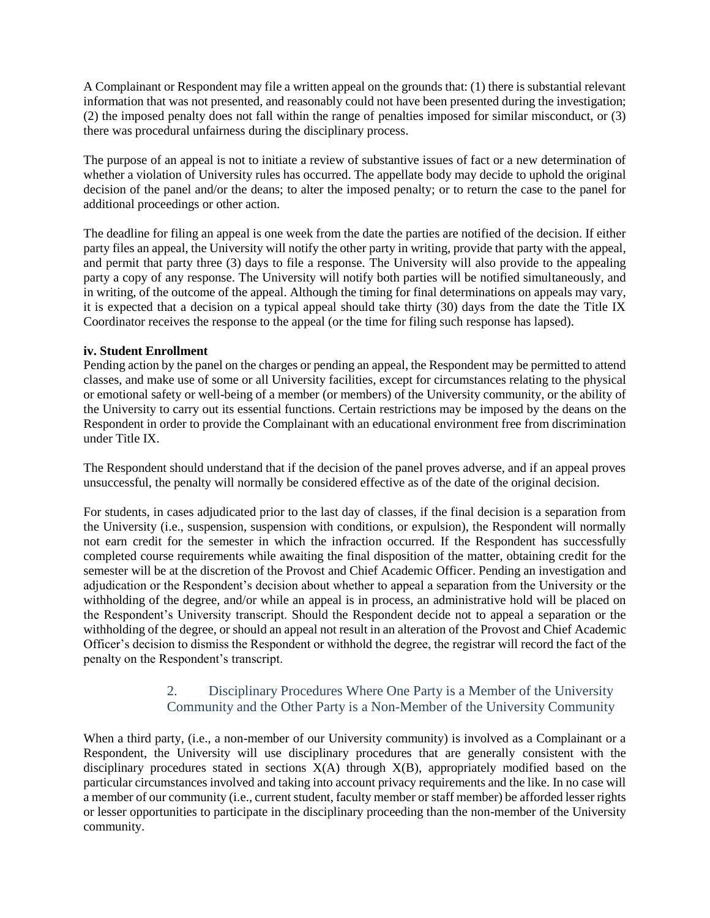A Complainant or Respondent may file a written appeal on the grounds that: (1) there is substantial relevant information that was not presented, and reasonably could not have been presented during the investigation; (2) the imposed penalty does not fall within the range of penalties imposed for similar misconduct, or (3) there was procedural unfairness during the disciplinary process.

The purpose of an appeal is not to initiate a review of substantive issues of fact or a new determination of whether a violation of University rules has occurred. The appellate body may decide to uphold the original decision of the panel and/or the deans; to alter the imposed penalty; or to return the case to the panel for additional proceedings or other action.

The deadline for filing an appeal is one week from the date the parties are notified of the decision. If either party files an appeal, the University will notify the other party in writing, provide that party with the appeal, and permit that party three (3) days to file a response. The University will also provide to the appealing party a copy of any response. The University will notify both parties will be notified simultaneously, and in writing, of the outcome of the appeal. Although the timing for final determinations on appeals may vary, it is expected that a decision on a typical appeal should take thirty (30) days from the date the Title IX Coordinator receives the response to the appeal (or the time for filing such response has lapsed).

**iv. Student Enrollment**

Pending action by the panel on the charges or pending an appeal, the Respondent may be permitted to attend classes, and make use of some or all University facilities, except for circumstances relating to the physical or emotional safety or well-being of a member (or members) of the University community, or the ability of the University to carry out its essential functions. Certain restrictions may be imposed by the deans on the Respondent in order to provide the Complainant with an educational environment free from discrimination under Title IX.

The Respondent should understand that if the decision of the panel proves adverse, and if an appeal proves unsuccessful, the penalty will normally be considered effective as of the date of the original decision.

For students, in cases adjudicated prior to the last day of classes, if the final decision is a separation from the University (i.e., suspension, suspension with conditions, or expulsion), the Respondent will normally not earn credit for the semester in which the infraction occurred. If the Respondent has successfully completed course requirements while awaiting the final disposition of the matter, obtaining credit for the semester will be at the discretion of the Provost and Chief Academic Officer. Pending an investigation and adjudication or the Respondent's decision about whether to appeal a separation from the University or the withholding of the degree, and/or while an appeal is in process, an administrative hold will be placed on the Respondent's University transcript. Should the Respondent decide not to appeal a separation or the withholding of the degree, or should an appeal not result in an alteration of the Provost and Chief Academic Officer's decision to dismiss the Respondent or withhold the degree, the registrar will record the fact of the penalty on the Respondent's transcript.

### 2. Disciplinary Procedures Where One Party is a Member of the University Community and the Other Party is a Non-Member of the University Community

When a third party, (i.e., a non-member of our University community) is involved as a Complainant or a Respondent, the University will use disciplinary procedures that are generally consistent with the disciplinary procedures stated in sections X(A) through X(B), appropriately modified based on the particular circumstances involved and taking into account privacy requirements and the like. In no case will a member of our community (i.e., current student, faculty member or staff member) be afforded lesser rights or lesser opportunities to participate in the disciplinary proceeding than the non-member of the University community.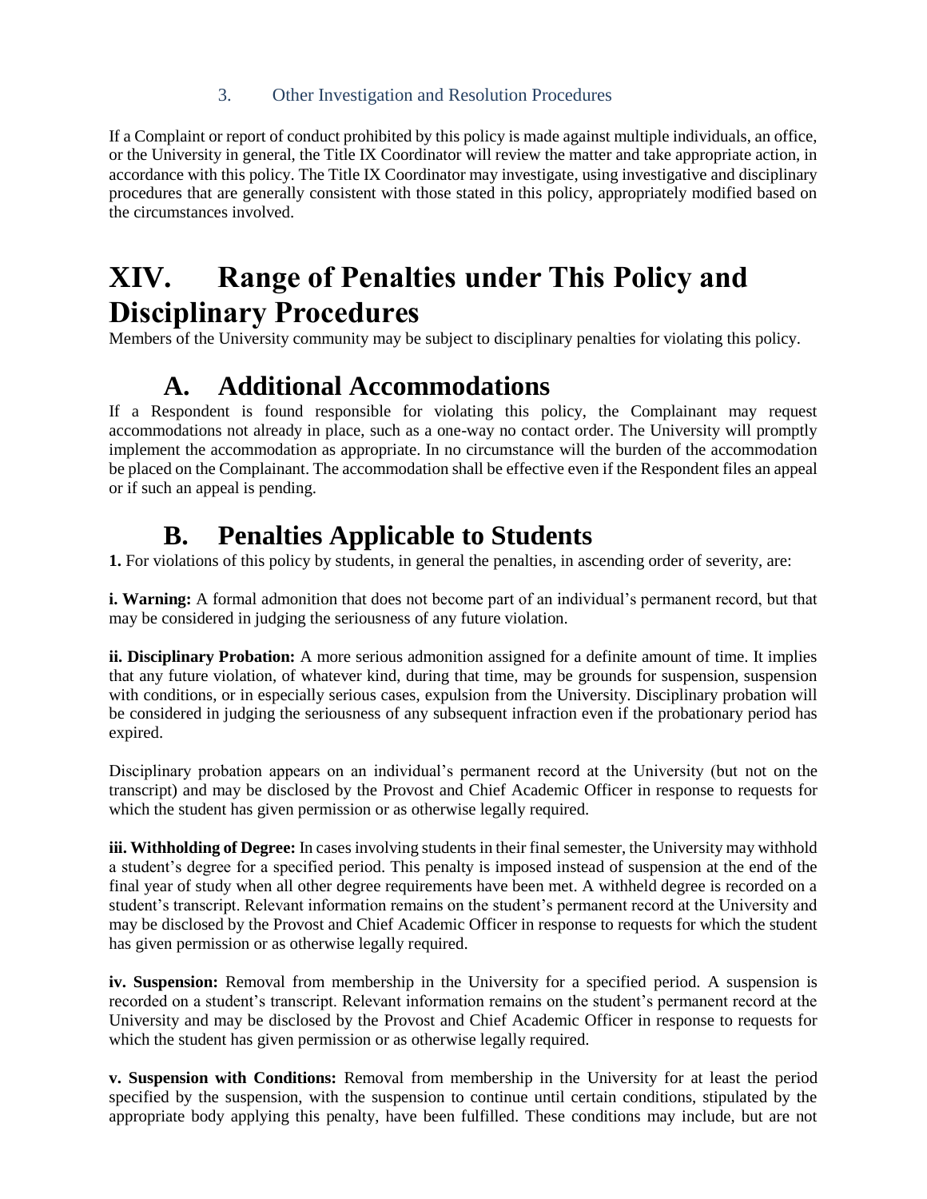### 3. Other Investigation and Resolution Procedures

If a Complaint or report of conduct prohibited by this policy is made against multiple individuals, an office, or the University in general, the Title IX Coordinator will review the matter and take appropriate action, in accordance with this policy. The Title IX Coordinator may investigate, using investigative and disciplinary procedures that are generally consistent with those stated in this policy, appropriately modified based on the circumstances involved.

# XIV. Range of Penalties under This Policy and Disciplinary Procedures

Members of the University community may be subject to disciplinary penalties for violating this policy.

## A. Additional Accommodations

If a Respondent is found responsible for violating this policy, the Complainant may request accommodations not already in place, such as a one-way no contact order. The University will promptly implement the accommodation as appropriate. In no circumstance will the burden of the accommodation be placed on the Complainant. The accommodation shall be effective even if the Respondent files an appeal or if such an appeal is pending.

## B. Penalties Applicable to Students

**1.** For violations of this policy by students, in general the penalties, in ascending order of severity, are:

**i. Warning:** A formal admonition that does not become part of an individual's permanent record, but that may be considered in judging the seriousness of any future violation.

**ii. Disciplinary Probation:** A more serious admonition assigned for a definite amount of time. It implies that any future violation, of whatever kind, during that time, may be grounds for suspension, suspension with conditions, or in especially serious cases, expulsion from the University. Disciplinary probation will be considered in judging the seriousness of any subsequent infraction even if the probationary period has expired.

Disciplinary probation appears on an individual's permanent record at the University (but not on the transcript) and may be disclosed by the Provost and Chief Academic Officer in response to requests for which the student has given permission or as otherwise legally required.

**iii. Withholding of Degree:** In cases involving students in their final semester, the University may withhold a student's degree for a specified period. This penalty is imposed instead of suspension at the end of the final year of study when all other degree requirements have been met. A withheld degree is recorded on a student's transcript. Relevant information remains on the student's permanent record at the University and may be disclosed by the Provost and Chief Academic Officer in response to requests for which the student has given permission or as otherwise legally required.

**iv. Suspension:** Removal from membership in the University for a specified period. A suspension is recorded on a student's transcript. Relevant information remains on the student's permanent record at the University and may be disclosed by the Provost and Chief Academic Officer in response to requests for which the student has given permission or as otherwise legally required.

**v. Suspension with Conditions:** Removal from membership in the University for at least the period specified by the suspension, with the suspension to continue until certain conditions, stipulated by the appropriate body applying this penalty, have been fulfilled. These conditions may include, but are not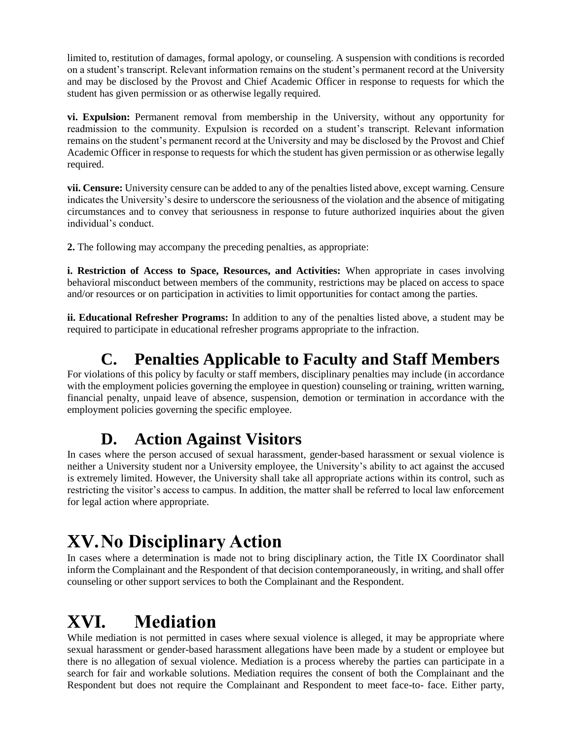limited to, restitution of damages, formal apology, or counseling. A suspension with conditions is recorded on a student's transcript. Relevant information remains on the student's permanent record at the University and may be disclosed by the Provost and Chief Academic Officer in response to requests for which the student has given permission or as otherwise legally required.

**vi. Expulsion:** Permanent removal from membership in the University, without any opportunity for readmission to the community. Expulsion is recorded on a student's transcript. Relevant information remains on the student's permanent record at the University and may be disclosed by the Provost and Chief Academic Officer in response to requests for which the student has given permission or as otherwise legally required.

**vii. Censure:** University censure can be added to any of the penalties listed above, except warning. Censure indicates the University's desire to underscore the seriousness of the violation and the absence of mitigating circumstances and to convey that seriousness in response to future authorized inquiries about the given individual's conduct.

**2.** The following may accompany the preceding penalties, as appropriate:

**i. Restriction of Access to Space, Resources, and Activities:** When appropriate in cases involving behavioral misconduct between members of the community, restrictions may be placed on access to space and/or resources or on participation in activities to limit opportunities for contact among the parties.

**ii. Educational Refresher Programs:** In addition to any of the penalties listed above, a student may be required to participate in educational refresher programs appropriate to the infraction.

## C. Penalties Applicable to Faculty and Staff Members

For violations of this policy by faculty or staff members, disciplinary penalties may include (in accordance with the employment policies governing the employee in question) counseling or training, written warning, financial penalty, unpaid leave of absence, suspension, demotion or termination in accordance with the employment policies governing the specific employee.

## D. Action Against Visitors

In cases where the person accused of sexual harassment, gender-based harassment or sexual violence is neither a University student nor a University employee, the University's ability to act against the accused is extremely limited. However, the University shall take all appropriate actions within its control, such as restricting the visitor's access to campus. In addition, the matter shall be referred to local law enforcement for legal action where appropriate.

# XV. No Disciplinary Action

In cases where a determination is made not to bring disciplinary action, the Title IX Coordinator shall inform the Complainant and the Respondent of that decision contemporaneously, in writing, and shall offer counseling or other support services to both the Complainant and the Respondent.

# XVI. Mediation

While mediation is not permitted in cases where sexual violence is alleged, it may be appropriate where sexual harassment or gender-based harassment allegations have been made by a student or employee but there is no allegation of sexual violence. Mediation is a process whereby the parties can participate in a search for fair and workable solutions. Mediation requires the consent of both the Complainant and the Respondent but does not require the Complainant and Respondent to meet face-to- face. Either party,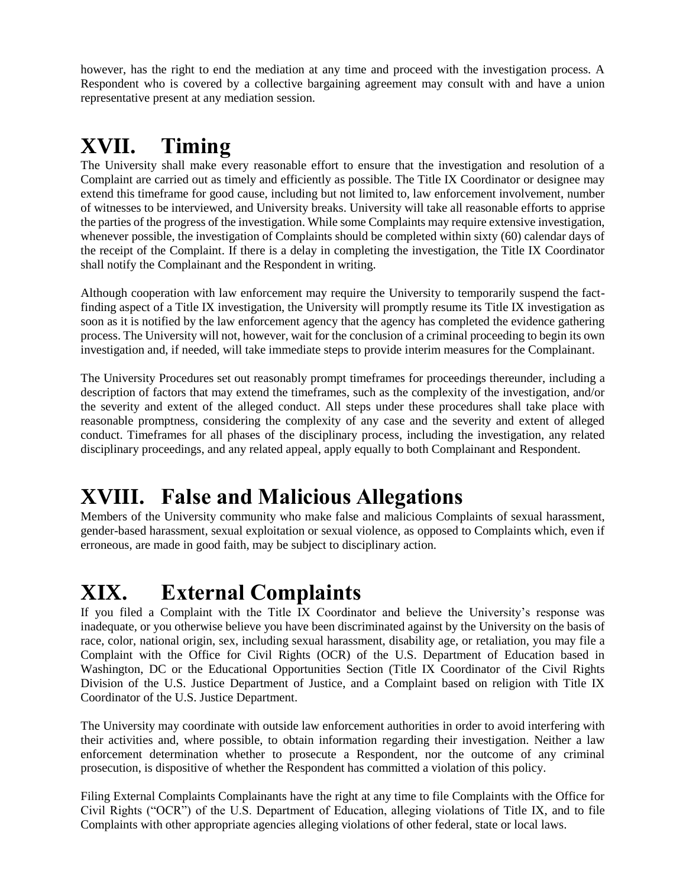however, has the right to end the mediation at any time and proceed with the investigation process. A Respondent who is covered by a collective bargaining agreement may consult with and have a union representative present at any mediation session.

# XVII. Timing

The University shall make every reasonable effort to ensure that the investigation and resolution of a Complaint are carried out as timely and efficiently as possible. The Title IX Coordinator or designee may extend this timeframe for good cause, including but not limited to, law enforcement involvement, number of witnesses to be interviewed, and University breaks. University will take all reasonable efforts to apprise the parties of the progress of the investigation. While some Complaints may require extensive investigation, whenever possible, the investigation of Complaints should be completed within sixty (60) calendar days of the receipt of the Complaint. If there is a delay in completing the investigation, the Title IX Coordinator shall notify the Complainant and the Respondent in writing.

Although cooperation with law enforcement may require the University to temporarily suspend the fact-finding aspect of a Title IX investigation, the University will promptly resume its Title IX investigation as soon as it is notified by the law enforcement agency that the agency has completed the evidence gathering process. The University will not, however, wait for the conclusion of a criminal proceeding to begin its own investigation and, if needed, will take immediate steps to provide interim measures for the Complainant.

The University Procedures set out reasonably prompt timeframes for proceedings thereunder, including a description of factors that may extend the timeframes, such as the complexity of the investigation, and/or the severity and extent of the alleged conduct. All steps under these procedures shall take place with reasonable promptness, considering the complexity of any case and the severity and extent of alleged conduct. Timeframes for all phases of the disciplinary process, including the investigation, any related disciplinary proceedings, and any related appeal, apply equally to both Complainant and Respondent.

# XVIII. False and Malicious Allegations

Members of the University community who make false and malicious Complaints of sexual harassment, gender-based harassment, sexual exploitation or sexual violence, as opposed to Complaints which, even if erroneous, are made in good faith, may be subject to disciplinary action.

# XIX. External Complaints

If you filed a Complaint with the Title IX Coordinator and believe the University's response was inadequate, or you otherwise believe you have been discriminated against by the University on the basis of race, color, national origin, sex, including sexual harassment, disability age, or retaliation, you may file a Complaint with the Office for Civil Rights (OCR) of the U.S. Department of Education based in Washington, DC or the Educational Opportunities Section (Title IX Coordinator of the Civil Rights Division of the U.S. Justice Department of Justice, and a Complaint based on religion with Title IX Coordinator of the U.S. Justice Department.

The University may coordinate with outside law enforcement authorities in order to avoid interfering with their activities and, where possible, to obtain information regarding their investigation. Neither a law enforcement determination whether to prosecute a Respondent, nor the outcome of any criminal prosecution, is dispositive of whether the Respondent has committed a violation of this policy.

Filing External Complaints Complainants have the right at any time to file Complaints with the Office for Civil Rights ("OCR") of the U.S. Department of Education, alleging violations of Title IX, and to file Complaints with other appropriate agencies alleging violations of other federal, state or local laws.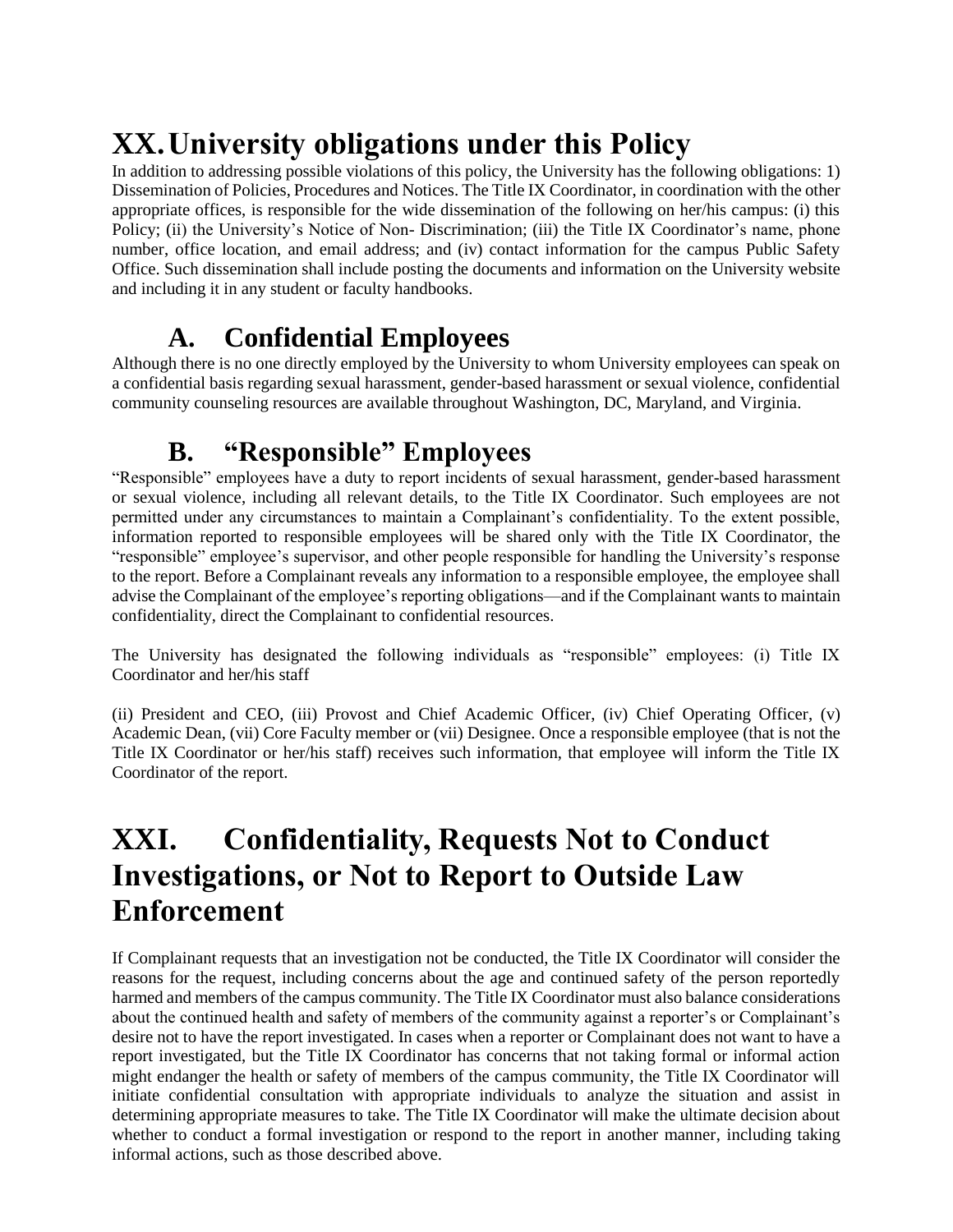# XX. University obligations under this Policy

In addition to addressing possible violations of this policy, the University has the following obligations: 1) Dissemination of Policies, Procedures and Notices. The Title IX Coordinator, in coordination with the other appropriate offices, is responsible for the wide dissemination of the following on her/his campus: (i) this Policy; (ii) the University's Notice of Non- Discrimination; (iii) the Title IX Coordinator's name, phone number, office location, and email address; and (iv) contact information for the campus Public Safety Office. Such dissemination shall include posting the documents and information on the University website and including it in any student or faculty handbooks.

## A. Confidential Employees

Although there is no one directly employed by the University to whom University employees can speak on a confidential basis regarding sexual harassment, gender-based harassment or sexual violence, confidential community counseling resources are available throughout Washington, DC, Maryland, and Virginia.

## B. "Responsible" Employees

"Responsible" employees have a duty to report incidents of sexual harassment, gender-based harassment or sexual violence, including all relevant details, to the Title IX Coordinator. Such employees are not permitted under any circumstances to maintain a Complainant's confidentiality. To the extent possible, information reported to responsible employees will be shared only with the Title IX Coordinator, the "responsible" employee's supervisor, and other people responsible for handling the University's response to the report. Before a Complainant reveals any information to a responsible employee, the employee shall advise the Complainant of the employee's reporting obligations—and if the Complainant wants to maintain confidentiality, direct the Complainant to confidential resources.

The University has designated the following individuals as "responsible" employees: (i) Title IX Coordinator and her/his staff

(ii) President and CEO, (iii) Provost and Chief Academic Officer, (iv) Chief Operating Officer, (v) Academic Dean, (vii) Core Faculty member or (vii) Designee. Once a responsible employee (that is not the Title IX Coordinator or her/his staff) receives such information, that employee will inform the Title IX Coordinator of the report.

# XXI. Confidentiality, Requests Not to Conduct Investigations, or Not to Report to Outside Law Enforcement

If Complainant requests that an investigation not be conducted, the Title IX Coordinator will consider the reasons for the request, including concerns about the age and continued safety of the person reportedly harmed and members of the campus community. The Title IX Coordinator must also balance considerations about the continued health and safety of members of the community against a reporter's or Complainant's desire not to have the report investigated. In cases when a reporter or Complainant does not want to have a report investigated, but the Title IX Coordinator has concerns that not taking formal or informal action might endanger the health or safety of members of the campus community, the Title IX Coordinator will initiate confidential consultation with appropriate individuals to analyze the situation and assist in determining appropriate measures to take. The Title IX Coordinator will make the ultimate decision about whether to conduct a formal investigation or respond to the report in another manner, including taking informal actions, such as those described above.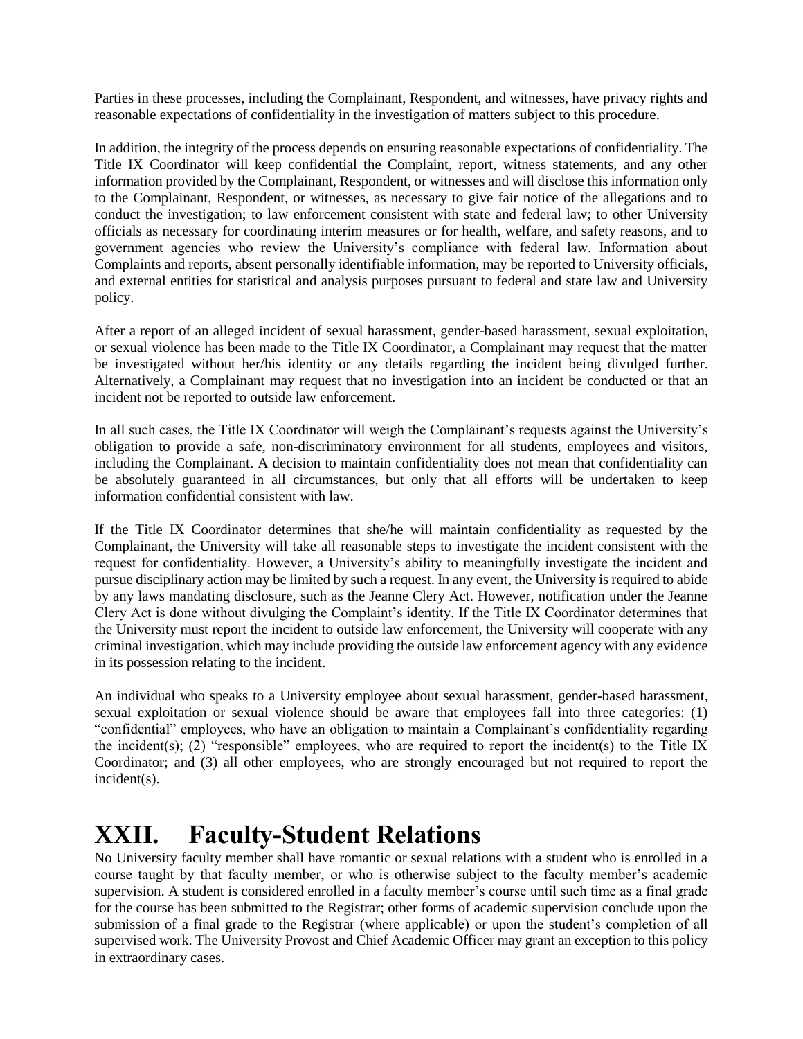Parties in these processes, including the Complainant, Respondent, and witnesses, have privacy rights and reasonable expectations of confidentiality in the investigation of matters subject to this procedure.

In addition, the integrity of the process depends on ensuring reasonable expectations of confidentiality. The Title IX Coordinator will keep confidential the Complaint, report, witness statements, and any other information provided by the Complainant, Respondent, or witnesses and will disclose this information only to the Complainant, Respondent, or witnesses, as necessary to give fair notice of the allegations and to conduct the investigation; to law enforcement consistent with state and federal law; to other University officials as necessary for coordinating interim measures or for health, welfare, and safety reasons, and to government agencies who review the University's compliance with federal law. Information about Complaints and reports, absent personally identifiable information, may be reported to University officials, and external entities for statistical and analysis purposes pursuant to federal and state law and University policy.

After a report of an alleged incident of sexual harassment, gender-based harassment, sexual exploitation, or sexual violence has been made to the Title IX Coordinator, a Complainant may request that the matter be investigated without her/his identity or any details regarding the incident being divulged further. Alternatively, a Complainant may request that no investigation into an incident be conducted or that an incident not be reported to outside law enforcement.

In all such cases, the Title IX Coordinator will weigh the Complainant's requests against the University's obligation to provide a safe, non-discriminatory environment for all students, employees and visitors, including the Complainant. A decision to maintain confidentiality does not mean that confidentiality can be absolutely guaranteed in all circumstances, but only that all efforts will be undertaken to keep information confidential consistent with law.

If the Title IX Coordinator determines that she/he will maintain confidentiality as requested by the Complainant, the University will take all reasonable steps to investigate the incident consistent with the request for confidentiality. However, a University's ability to meaningfully investigate the incident and pursue disciplinary action may be limited by such a request. In any event, the University is required to abide by any laws mandating disclosure, such as the Jeanne Clery Act. However, notification under the Jeanne Clery Act is done without divulging the Complaint's identity. If the Title IX Coordinator determines that the University must report the incident to outside law enforcement, the University will cooperate with any criminal investigation, which may include providing the outside law enforcement agency with any evidence in its possession relating to the incident.

An individual who speaks to a University employee about sexual harassment, gender-based harassment, sexual exploitation or sexual violence should be aware that employees fall into three categories: (1) "confidential" employees, who have an obligation to maintain a Complainant's confidentiality regarding the incident(s); (2) "responsible" employees, who are required to report the incident(s) to the Title IX Coordinator; and (3) all other employees, who are strongly encouraged but not required to report the incident(s).

# XXII. Faculty-Student Relations

No University faculty member shall have romantic or sexual relations with a student who is enrolled in a course taught by that faculty member, or who is otherwise subject to the faculty member's academic supervision. A student is considered enrolled in a faculty member's course until such time as a final grade for the course has been submitted to the Registrar; other forms of academic supervision conclude upon the submission of a final grade to the Registrar (where applicable) or upon the student's completion of all supervised work. The University Provost and Chief Academic Officer may grant an exception to this policy in extraordinary cases.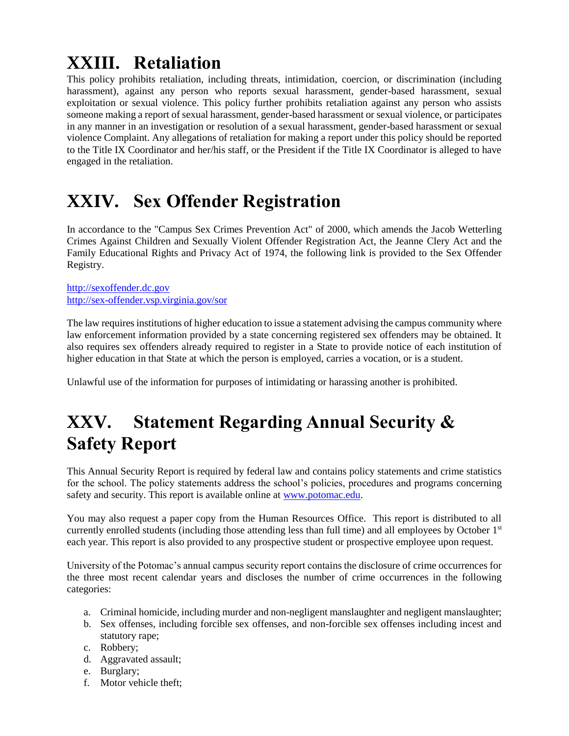# XXIII. Retaliation

This policy prohibits retaliation, including threats, intimidation, coercion, or discrimination (including harassment), against any person who reports sexual harassment, gender-based harassment, sexual exploitation or sexual violence. This policy further prohibits retaliation against any person who assists someone making a report of sexual harassment, gender-based harassment or sexual violence, or participates in any manner in an investigation or resolution of a sexual harassment, gender-based harassment or sexual violence Complaint. Any allegations of retaliation for making a report under this policy should be reported to the Title IX Coordinator and her/his staff, or the President if the Title IX Coordinator is alleged to have engaged in the retaliation.

# XXIV. Sex Offender Registration

In accordance to the "Campus Sex Crimes Prevention Act" of 2000, which amends the Jacob Wetterling Crimes Against Children and Sexually Violent Offender Registration Act, the Jeanne Clery Act and the Family Educational Rights and Privacy Act of 1974, the following link is provided to the Sex Offender Registry.

[http://sexoffender.dc.gov](http://sexoffender.dc.gov)
[http://sex-offender.vsp.virginia.gov/sor](http://sex-offender.vsp.virginia.gov/sor)

The law requires institutions of higher education to issue a statement advising the campus community where law enforcement information provided by a state concerning registered sex offenders may be obtained. It also requires sex offenders already required to register in a State to provide notice of each institution of higher education in that State at which the person is employed, carries a vocation, or is a student.

Unlawful use of the information for purposes of intimidating or harassing another is prohibited.

# XXV. Statement Regarding Annual Security & Safety Report

This Annual Security Report is required by federal law and contains policy statements and crime statistics for the school. The policy statements address the school's policies, procedures and programs concerning safety and security. This report is available online at [www.potomac.edu](http://www.potomac.edu).

You may also request a paper copy from the Human Resources Office. This report is distributed to all currently enrolled students (including those attending less than full time) and all employees by October 1st each year. This report is also provided to any prospective student or prospective employee upon request.

University of the Potomac's annual campus security report contains the disclosure of crime occurrences for the three most recent calendar years and discloses the number of crime occurrences in the following categories:

a. Criminal homicide, including murder and non-negligent manslaughter and negligent manslaughter;
b. Sex offenses, including forcible sex offenses, and non-forcible sex offenses including incest and statutory rape;
c. Robbery;
d. Aggravated assault;
e. Burglary;
f. Motor vehicle theft;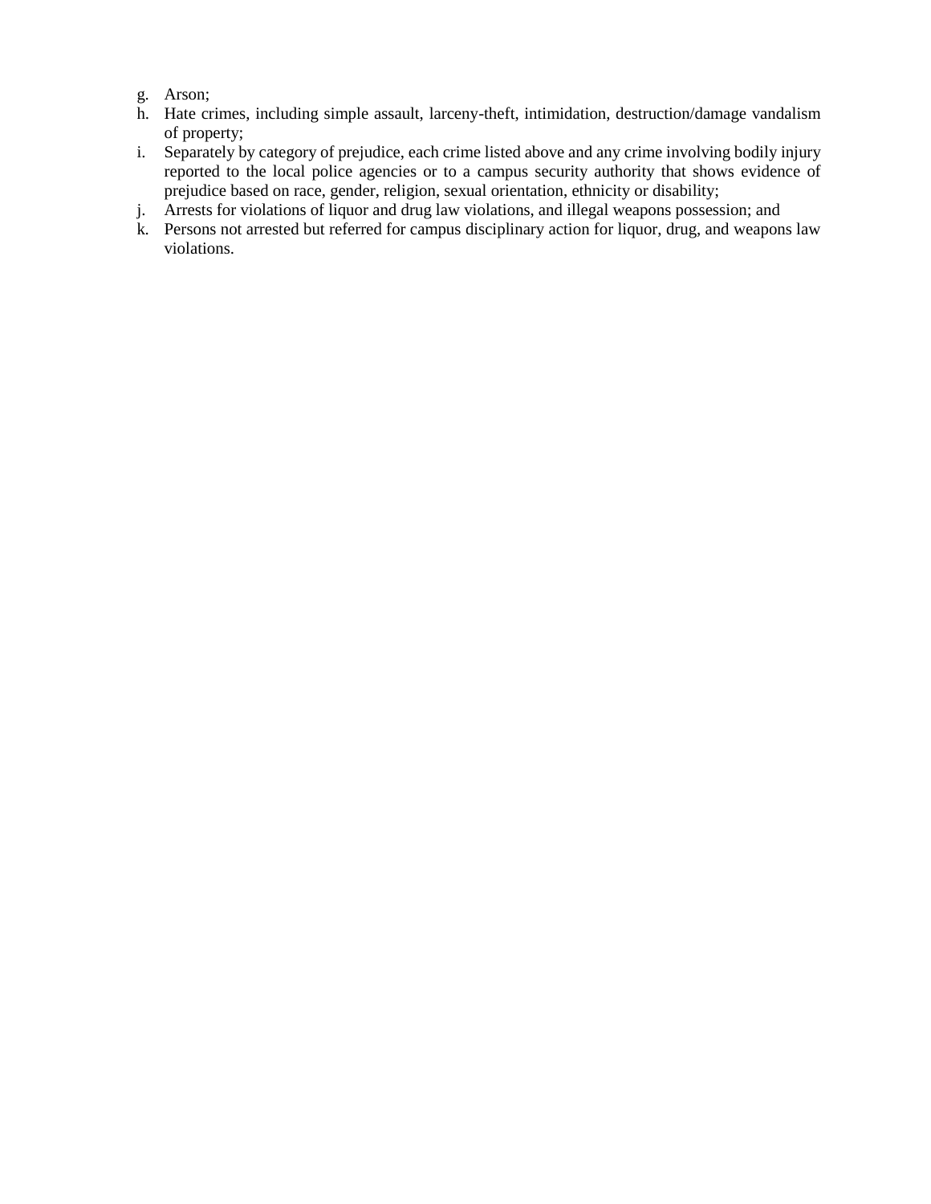g. Arson;
h. Hate crimes, including simple assault, larceny-theft, intimidation, destruction/damage vandalism of property;
i. Separately by category of prejudice, each crime listed above and any crime involving bodily injury reported to the local police agencies or to a campus security authority that shows evidence of prejudice based on race, gender, religion, sexual orientation, ethnicity or disability;
j. Arrests for violations of liquor and drug law violations, and illegal weapons possession; and
k. Persons not arrested but referred for campus disciplinary action for liquor, drug, and weapons law violations.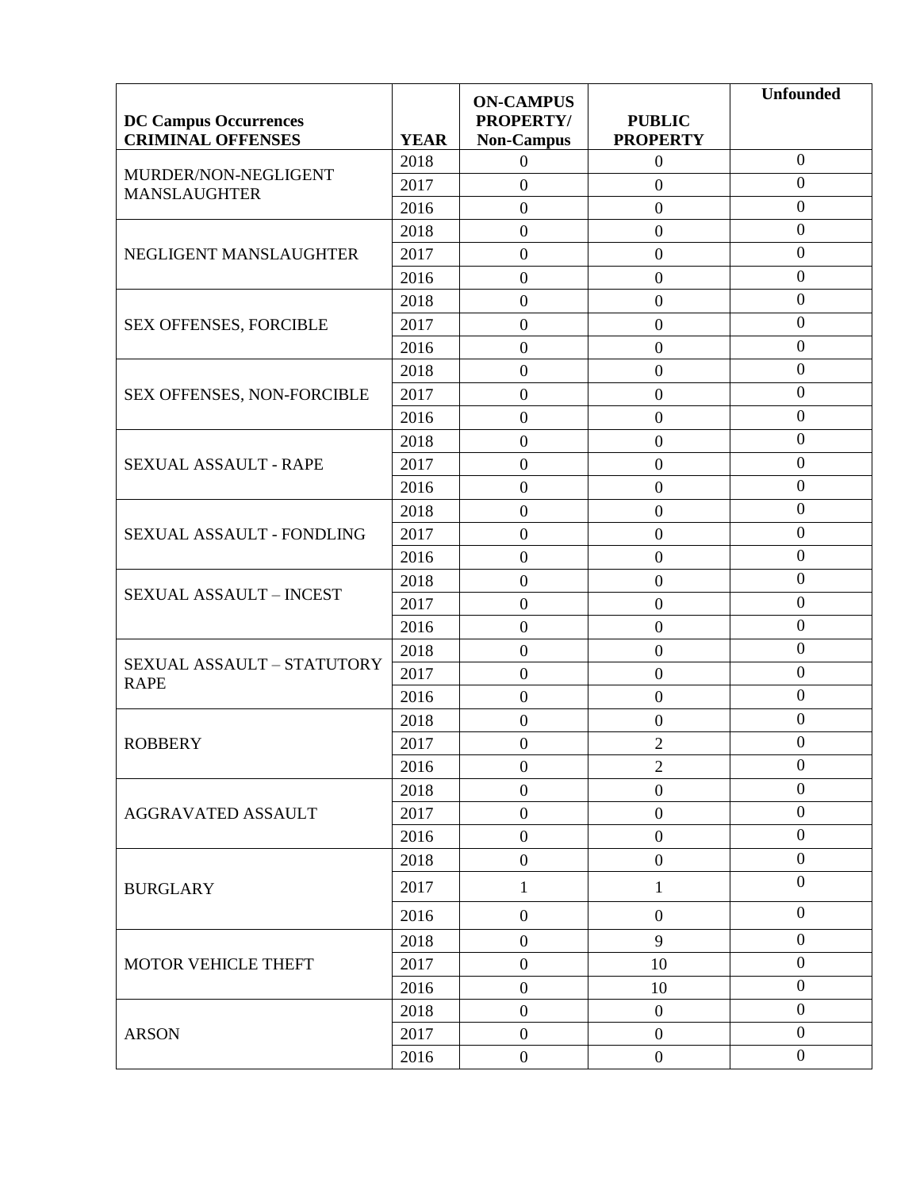| DC Campus Occurrences CRIMINAL OFFENSES | YEAR | ON-CAMPUS PROPERTY/ Non-Campus | PUBLIC PROPERTY | Unfounded |
|---|---|---|---|---|
| MURDER/NON-NEGLIGENT MANSLAUGHTER | 2018 | 0 | 0 | 0 |
| | 2017 | 0 | 0 | 0 |
| | 2016 | 0 | 0 | 0 |
| NEGLIGENT MANSLAUGHTER | 2018 | 0 | 0 | 0 |
| | 2017 | 0 | 0 | 0 |
| | 2016 | 0 | 0 | 0 |
| SEX OFFENSES, FORCIBLE | 2018 | 0 | 0 | 0 |
| | 2017 | 0 | 0 | 0 |
| | 2016 | 0 | 0 | 0 |
| SEX OFFENSES, NON-FORCIBLE | 2018 | 0 | 0 | 0 |
| | 2017 | 0 | 0 | 0 |
| | 2016 | 0 | 0 | 0 |
| SEXUAL ASSAULT - RAPE | 2018 | 0 | 0 | 0 |
| | 2017 | 0 | 0 | 0 |
| | 2016 | 0 | 0 | 0 |
| SEXUAL ASSAULT - FONDLING | 2018 | 0 | 0 | 0 |
| | 2017 | 0 | 0 | 0 |
| | 2016 | 0 | 0 | 0 |
| SEXUAL ASSAULT – INCEST | 2018 | 0 | 0 | 0 |
| | 2017 | 0 | 0 | 0 |
| | 2016 | 0 | 0 | 0 |
| SEXUAL ASSAULT – STATUTORY RAPE | 2018 | 0 | 0 | 0 |
| | 2017 | 0 | 0 | 0 |
| | 2016 | 0 | 0 | 0 |
| ROBBERY | 2018 | 0 | 0 | 0 |
| | 2017 | 0 | 2 | 0 |
| | 2016 | 0 | 2 | 0 |
| AGGRAVATED ASSAULT | 2018 | 0 | 0 | 0 |
| | 2017 | 0 | 0 | 0 |
| | 2016 | 0 | 0 | 0 |
| BURGLARY | 2018 | 0 | 0 | 0 |
| | 2017 | 1 | 1 | 0 |
| | 2016 | 0 | 0 | 0 |
| MOTOR VEHICLE THEFT | 2018 | 0 | 9 | 0 |
| | 2017 | 0 | 10 | 0 |
| | 2016 | 0 | 10 | 0 |
| ARSON | 2018 | 0 | 0 | 0 |
| | 2017 | 0 | 0 | 0 |
| | 2016 | 0 | 0 | 0 |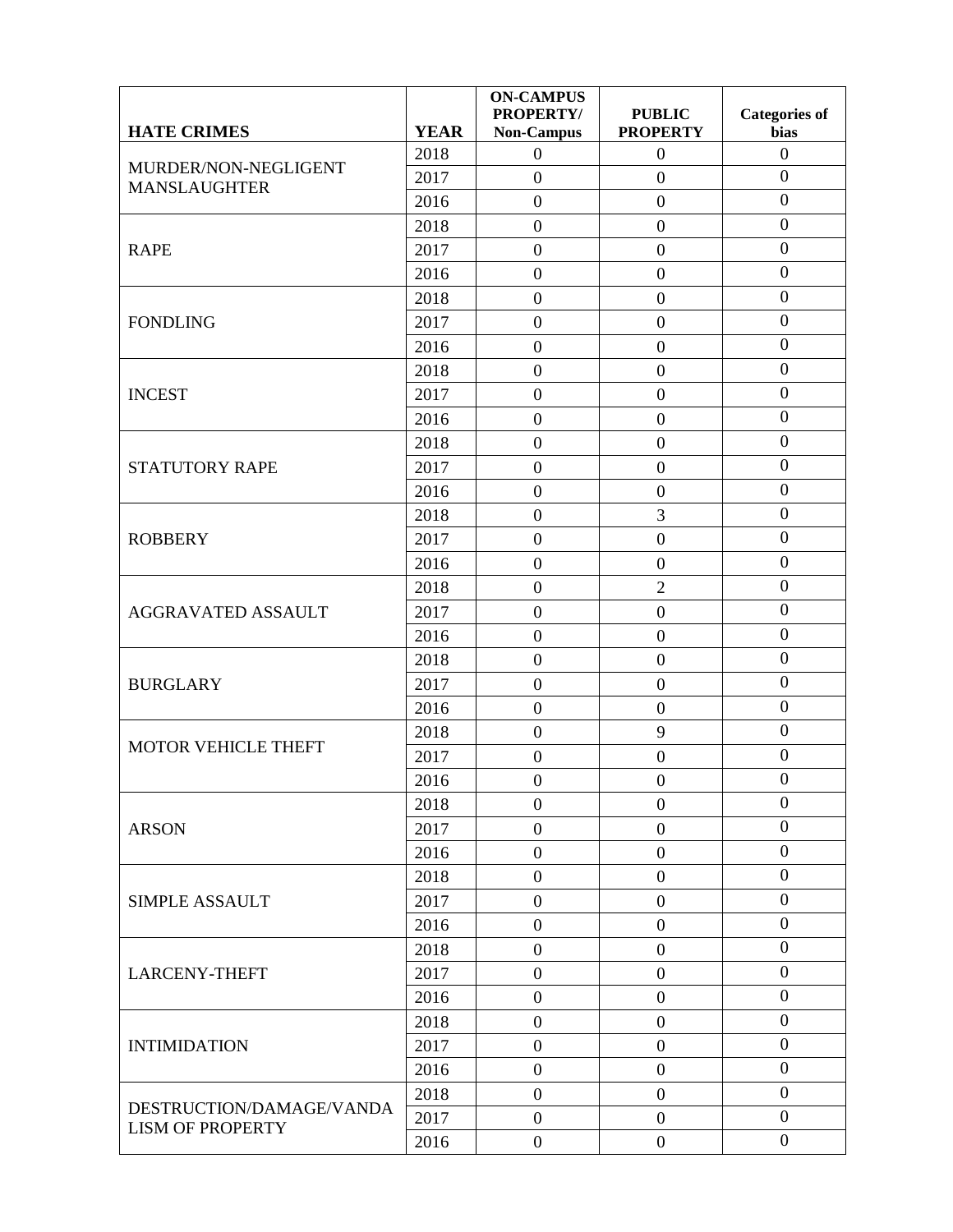| HATE CRIMES | YEAR | ON-CAMPUS PROPERTY/ Non-Campus | PUBLIC PROPERTY | Categories of bias |
|---|---|---|---|---|
| MURDER/NON-NEGLIGENT MANSLAUGHTER | 2018 | 0 | 0 | 0 |
| | 2017 | 0 | 0 | 0 |
| | 2016 | 0 | 0 | 0 |
| RAPE | 2018 | 0 | 0 | 0 |
| | 2017 | 0 | 0 | 0 |
| | 2016 | 0 | 0 | 0 |
| FONDLING | 2018 | 0 | 0 | 0 |
| | 2017 | 0 | 0 | 0 |
| | 2016 | 0 | 0 | 0 |
| INCEST | 2018 | 0 | 0 | 0 |
| | 2017 | 0 | 0 | 0 |
| | 2016 | 0 | 0 | 0 |
| STATUTORY RAPE | 2018 | 0 | 0 | 0 |
| | 2017 | 0 | 0 | 0 |
| | 2016 | 0 | 0 | 0 |
| ROBBERY | 2018 | 0 | 3 | 0 |
| | 2017 | 0 | 0 | 0 |
| | 2016 | 0 | 0 | 0 |
| AGGRAVATED ASSAULT | 2018 | 0 | 2 | 0 |
| | 2017 | 0 | 0 | 0 |
| | 2016 | 0 | 0 | 0 |
| BURGLARY | 2018 | 0 | 0 | 0 |
| | 2017 | 0 | 0 | 0 |
| | 2016 | 0 | 0 | 0 |
| MOTOR VEHICLE THEFT | 2018 | 0 | 9 | 0 |
| | 2017 | 0 | 0 | 0 |
| | 2016 | 0 | 0 | 0 |
| ARSON | 2018 | 0 | 0 | 0 |
| | 2017 | 0 | 0 | 0 |
| | 2016 | 0 | 0 | 0 |
| SIMPLE ASSAULT | 2018 | 0 | 0 | 0 |
| | 2017 | 0 | 0 | 0 |
| | 2016 | 0 | 0 | 0 |
| LARCENY-THEFT | 2018 | 0 | 0 | 0 |
| | 2017 | 0 | 0 | 0 |
| | 2016 | 0 | 0 | 0 |
| INTIMIDATION | 2018 | 0 | 0 | 0 |
| | 2017 | 0 | 0 | 0 |
| | 2016 | 0 | 0 | 0 |
| DESTRUCTION/DAMAGE/VANDALISM OF PROPERTY | 2018 | 0 | 0 | 0 |
| | 2017 | 0 | 0 | 0 |
| | 2016 | 0 | 0 | 0 |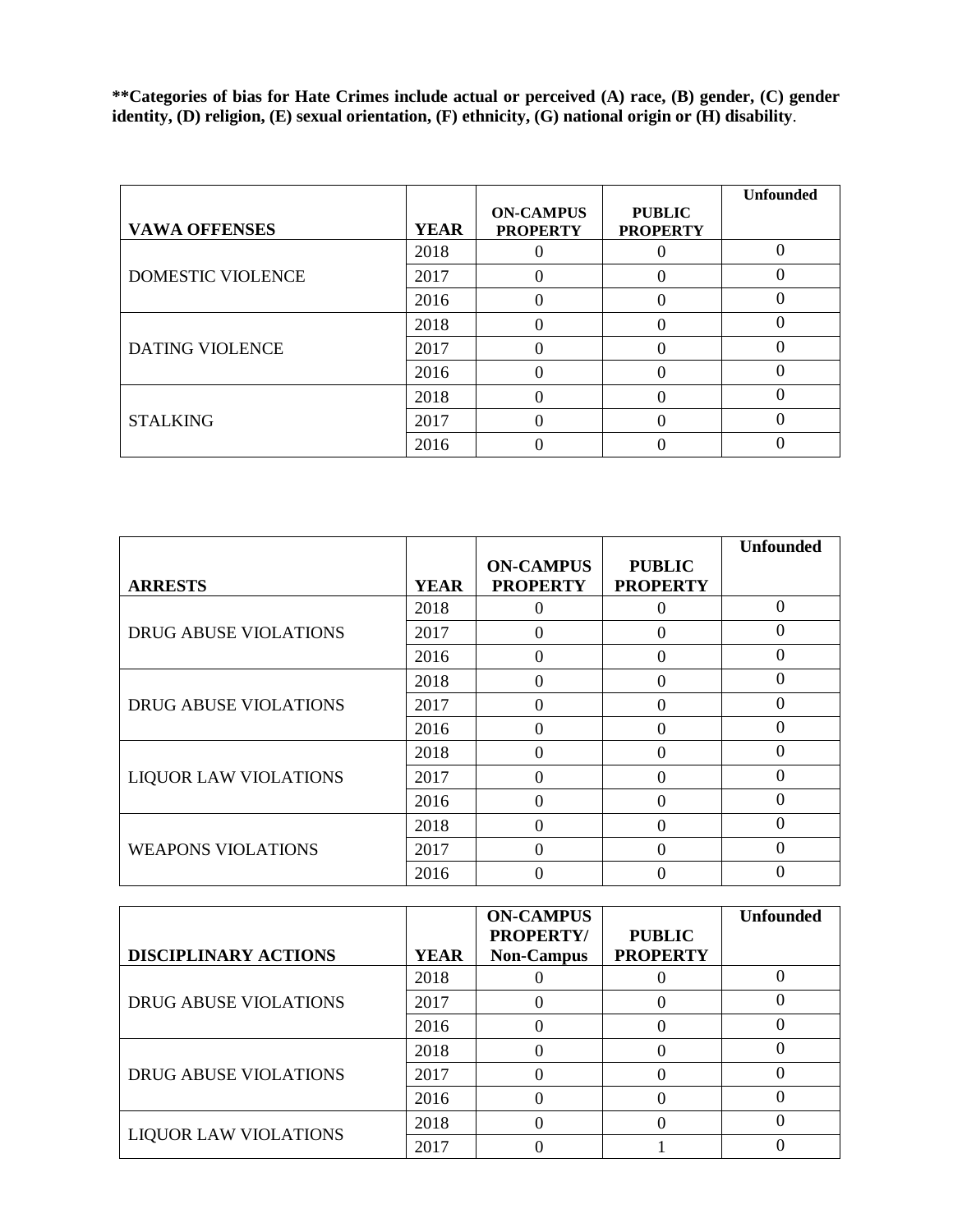**\*\*Categories of bias for Hate Crimes include actual or perceived (A) race, (B) gender, (C) gender identity, (D) religion, (E) sexual orientation, (F) ethnicity, (G) national origin or (H) disability**.

| VAWA OFFENSES | YEAR | ON-CAMPUS PROPERTY | PUBLIC PROPERTY | Unfounded |
|---|---|---|---|---|
| DOMESTIC VIOLENCE | 2018 | 0 | 0 | 0 |
| | 2017 | 0 | 0 | 0 |
| | 2016 | 0 | 0 | 0 |
| DATING VIOLENCE | 2018 | 0 | 0 | 0 |
| | 2017 | 0 | 0 | 0 |
| | 2016 | 0 | 0 | 0 |
| STALKING | 2018 | 0 | 0 | 0 |
| | 2017 | 0 | 0 | 0 |
| | 2016 | 0 | 0 | 0 |

| ARRESTS | YEAR | ON-CAMPUS PROPERTY | PUBLIC PROPERTY | Unfounded |
|---|---|---|---|---|
| DRUG ABUSE VIOLATIONS | 2018 | 0 | 0 | 0 |
| | 2017 | 0 | 0 | 0 |
| | 2016 | 0 | 0 | 0 |
| DRUG ABUSE VIOLATIONS | 2018 | 0 | 0 | 0 |
| | 2017 | 0 | 0 | 0 |
| | 2016 | 0 | 0 | 0 |
| LIQUOR LAW VIOLATIONS | 2018 | 0 | 0 | 0 |
| | 2017 | 0 | 0 | 0 |
| | 2016 | 0 | 0 | 0 |
| WEAPONS VIOLATIONS | 2018 | 0 | 0 | 0 |
| | 2017 | 0 | 0 | 0 |
| | 2016 | 0 | 0 | 0 |

| DISCIPLINARY ACTIONS | YEAR | ON-CAMPUS PROPERTY/ Non-Campus | PUBLIC PROPERTY | Unfounded |
|---|---|---|---|---|
| DRUG ABUSE VIOLATIONS | 2018 | 0 | 0 | 0 |
| | 2017 | 0 | 0 | 0 |
| | 2016 | 0 | 0 | 0 |
| DRUG ABUSE VIOLATIONS | 2018 | 0 | 0 | 0 |
| | 2017 | 0 | 0 | 0 |
| | 2016 | 0 | 0 | 0 |
| LIQUOR LAW VIOLATIONS | 2018 | 0 | 0 | 0 |
| | 2017 | 0 | 1 | 0 |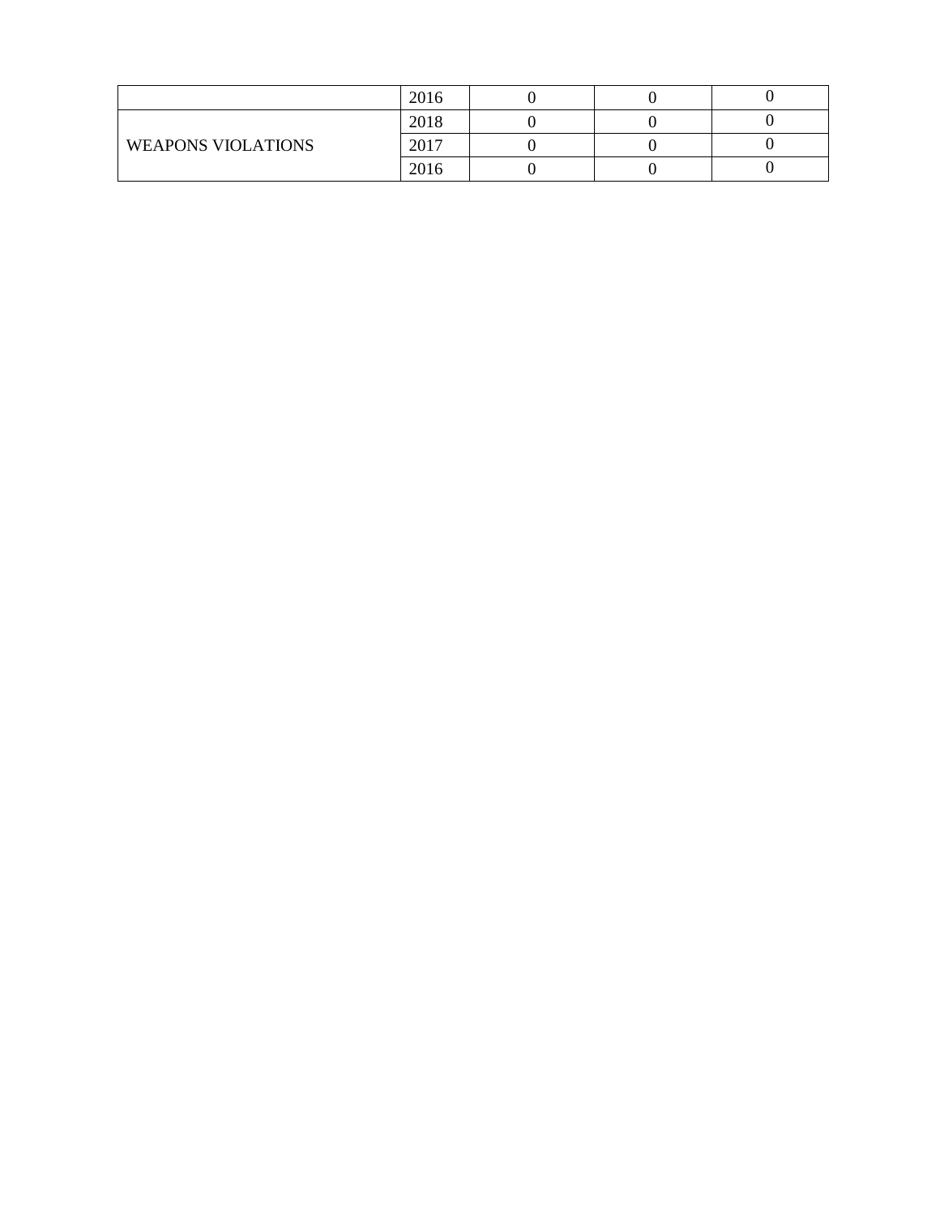| | | | | |
|---|---|---|---|---|
| | 2016 | 0 | 0 | 0 |
| WEAPONS VIOLATIONS | 2018 | 0 | 0 | 0 |
| | 2017 | 0 | 0 | 0 |
| | 2016 | 0 | 0 | 0 |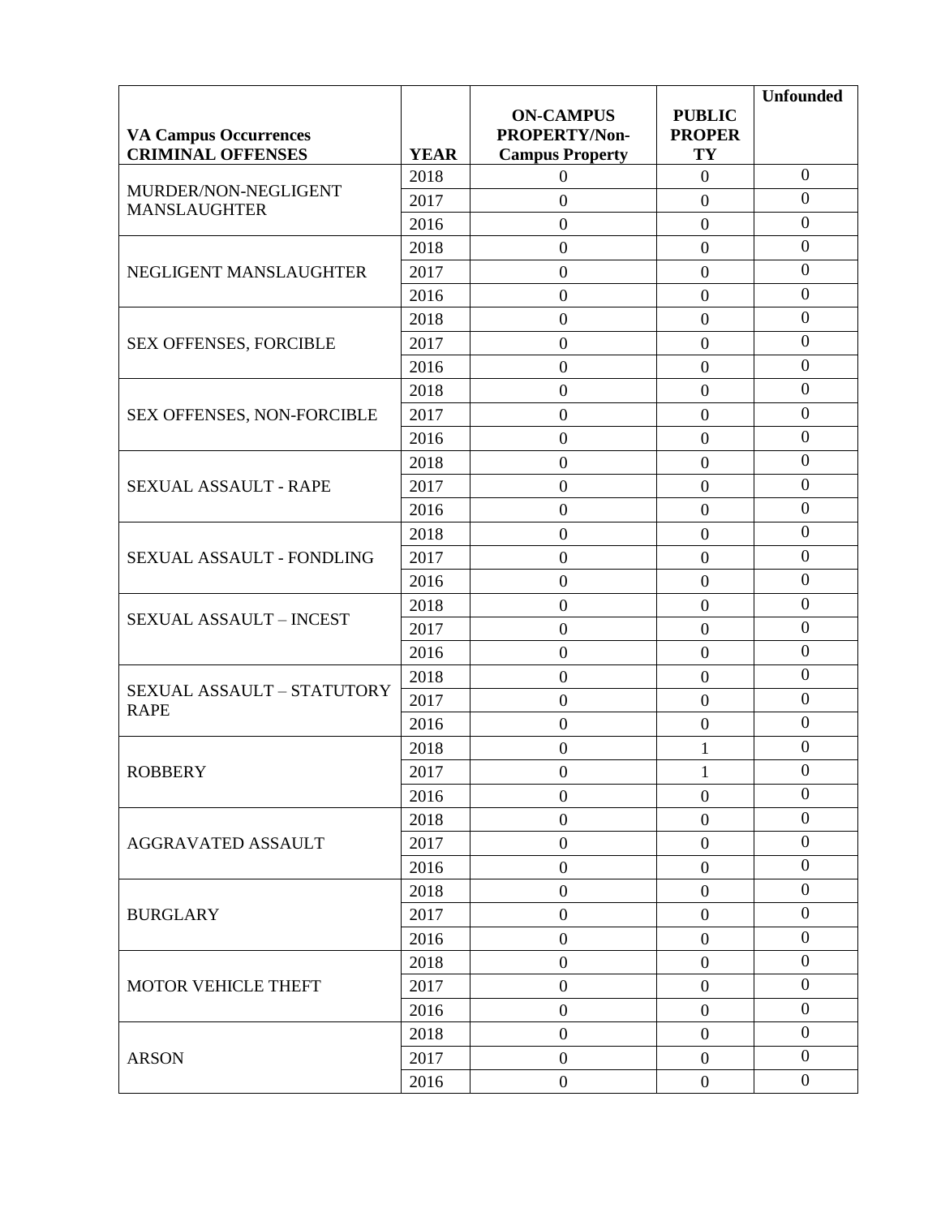| VA Campus Occurrences CRIMINAL OFFENSES | YEAR | ON-CAMPUS PROPERTY/Non-Campus Property | PUBLIC PROPERTY | Unfounded |
|---|---|---|---|---|
| MURDER/NON-NEGLIGENT MANSLAUGHTER | 2018 | 0 | 0 | 0 |
| | 2017 | 0 | 0 | 0 |
| | 2016 | 0 | 0 | 0 |
| NEGLIGENT MANSLAUGHTER | 2018 | 0 | 0 | 0 |
| | 2017 | 0 | 0 | 0 |
| | 2016 | 0 | 0 | 0 |
| SEX OFFENSES, FORCIBLE | 2018 | 0 | 0 | 0 |
| | 2017 | 0 | 0 | 0 |
| | 2016 | 0 | 0 | 0 |
| SEX OFFENSES, NON-FORCIBLE | 2018 | 0 | 0 | 0 |
| | 2017 | 0 | 0 | 0 |
| | 2016 | 0 | 0 | 0 |
| SEXUAL ASSAULT - RAPE | 2018 | 0 | 0 | 0 |
| | 2017 | 0 | 0 | 0 |
| | 2016 | 0 | 0 | 0 |
| SEXUAL ASSAULT - FONDLING | 2018 | 0 | 0 | 0 |
| | 2017 | 0 | 0 | 0 |
| | 2016 | 0 | 0 | 0 |
| SEXUAL ASSAULT – INCEST | 2018 | 0 | 0 | 0 |
| | 2017 | 0 | 0 | 0 |
| | 2016 | 0 | 0 | 0 |
| SEXUAL ASSAULT – STATUTORY RAPE | 2018 | 0 | 0 | 0 |
| | 2017 | 0 | 0 | 0 |
| | 2016 | 0 | 0 | 0 |
| ROBBERY | 2018 | 0 | 1 | 0 |
| | 2017 | 0 | 1 | 0 |
| | 2016 | 0 | 0 | 0 |
| AGGRAVATED ASSAULT | 2018 | 0 | 0 | 0 |
| | 2017 | 0 | 0 | 0 |
| | 2016 | 0 | 0 | 0 |
| BURGLARY | 2018 | 0 | 0 | 0 |
| | 2017 | 0 | 0 | 0 |
| | 2016 | 0 | 0 | 0 |
| MOTOR VEHICLE THEFT | 2018 | 0 | 0 | 0 |
| | 2017 | 0 | 0 | 0 |
| | 2016 | 0 | 0 | 0 |
| ARSON | 2018 | 0 | 0 | 0 |
| | 2017 | 0 | 0 | 0 |
| | 2016 | 0 | 0 | 0 |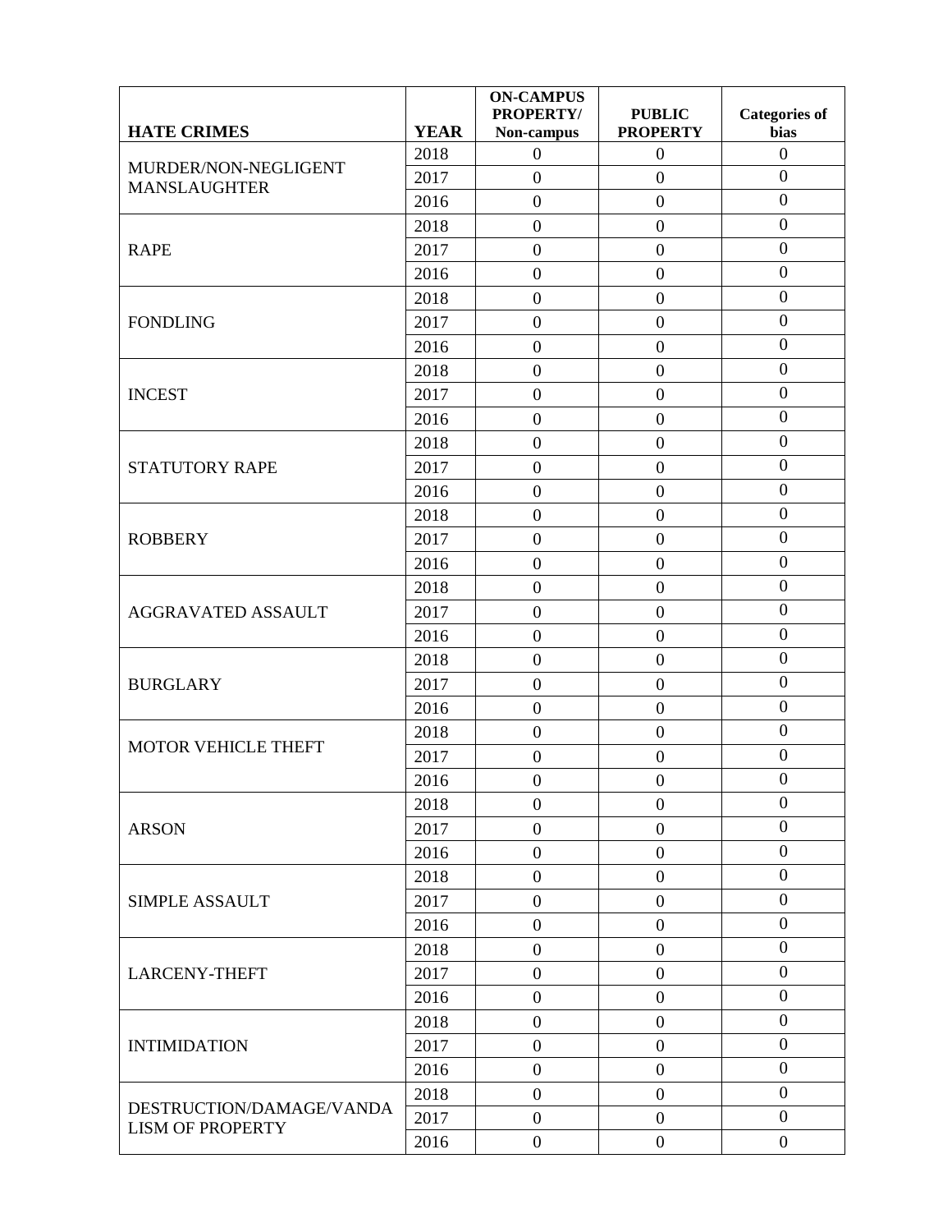| HATE CRIMES | YEAR | ON-CAMPUS PROPERTY/ Non-campus | PUBLIC PROPERTY | Categories of bias |
|---|---|---|---|---|
| MURDER/NON-NEGLIGENT MANSLAUGHTER | 2018 | 0 | 0 | 0 |
| | 2017 | 0 | 0 | 0 |
| | 2016 | 0 | 0 | 0 |
| RAPE | 2018 | 0 | 0 | 0 |
| | 2017 | 0 | 0 | 0 |
| | 2016 | 0 | 0 | 0 |
| FONDLING | 2018 | 0 | 0 | 0 |
| | 2017 | 0 | 0 | 0 |
| | 2016 | 0 | 0 | 0 |
| INCEST | 2018 | 0 | 0 | 0 |
| | 2017 | 0 | 0 | 0 |
| | 2016 | 0 | 0 | 0 |
| STATUTORY RAPE | 2018 | 0 | 0 | 0 |
| | 2017 | 0 | 0 | 0 |
| | 2016 | 0 | 0 | 0 |
| ROBBERY | 2018 | 0 | 0 | 0 |
| | 2017 | 0 | 0 | 0 |
| | 2016 | 0 | 0 | 0 |
| AGGRAVATED ASSAULT | 2018 | 0 | 0 | 0 |
| | 2017 | 0 | 0 | 0 |
| | 2016 | 0 | 0 | 0 |
| BURGLARY | 2018 | 0 | 0 | 0 |
| | 2017 | 0 | 0 | 0 |
| | 2016 | 0 | 0 | 0 |
| MOTOR VEHICLE THEFT | 2018 | 0 | 0 | 0 |
| | 2017 | 0 | 0 | 0 |
| | 2016 | 0 | 0 | 0 |
| ARSON | 2018 | 0 | 0 | 0 |
| | 2017 | 0 | 0 | 0 |
| | 2016 | 0 | 0 | 0 |
| SIMPLE ASSAULT | 2018 | 0 | 0 | 0 |
| | 2017 | 0 | 0 | 0 |
| | 2016 | 0 | 0 | 0 |
| LARCENY-THEFT | 2018 | 0 | 0 | 0 |
| | 2017 | 0 | 0 | 0 |
| | 2016 | 0 | 0 | 0 |
| INTIMIDATION | 2018 | 0 | 0 | 0 |
| | 2017 | 0 | 0 | 0 |
| | 2016 | 0 | 0 | 0 |
| DESTRUCTION/DAMAGE/VANDALISM OF PROPERTY | 2018 | 0 | 0 | 0 |
| | 2017 | 0 | 0 | 0 |
| | 2016 | 0 | 0 | 0 |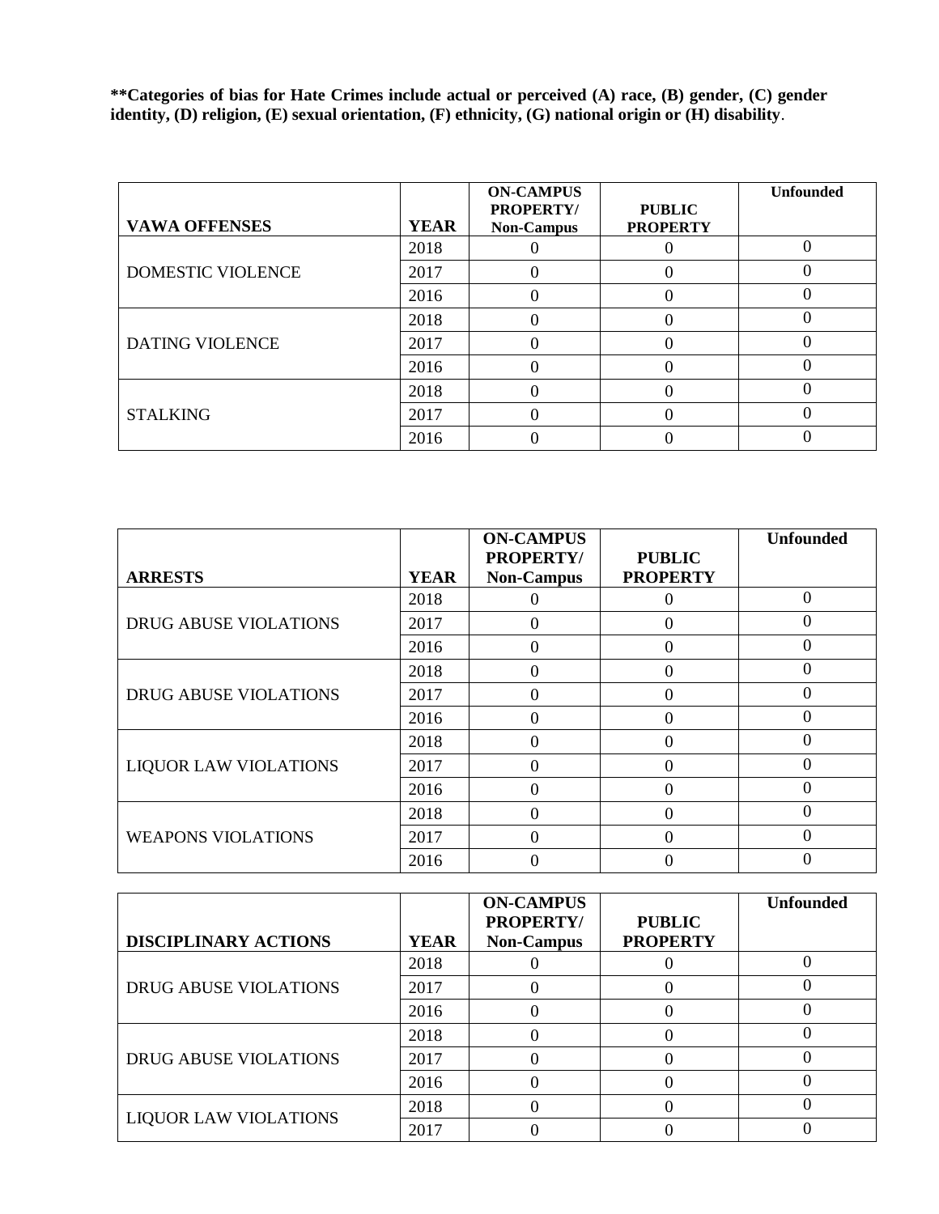**Categories of bias for Hate Crimes include actual or perceived (A) race, (B) gender, (C) gender identity, (D) religion, (E) sexual orientation, (F) ethnicity, (G) national origin or (H) disability**.

| VAWA OFFENSES | YEAR | ON-CAMPUS PROPERTY/ Non-Campus | PUBLIC PROPERTY | Unfounded |
|---|---|---|---|---|
| DOMESTIC VIOLENCE | 2018 | 0 | 0 | 0 |
| | 2017 | 0 | 0 | 0 |
| | 2016 | 0 | 0 | 0 |
| DATING VIOLENCE | 2018 | 0 | 0 | 0 |
| | 2017 | 0 | 0 | 0 |
| | 2016 | 0 | 0 | 0 |
| STALKING | 2018 | 0 | 0 | 0 |
| | 2017 | 0 | 0 | 0 |
| | 2016 | 0 | 0 | 0 |

| ARRESTS | YEAR | ON-CAMPUS PROPERTY/ Non-Campus | PUBLIC PROPERTY | Unfounded |
|---|---|---|---|---|
| DRUG ABUSE VIOLATIONS | 2018 | 0 | 0 | 0 |
| | 2017 | 0 | 0 | 0 |
| | 2016 | 0 | 0 | 0 |
| DRUG ABUSE VIOLATIONS | 2018 | 0 | 0 | 0 |
| | 2017 | 0 | 0 | 0 |
| | 2016 | 0 | 0 | 0 |
| LIQUOR LAW VIOLATIONS | 2018 | 0 | 0 | 0 |
| | 2017 | 0 | 0 | 0 |
| | 2016 | 0 | 0 | 0 |
| WEAPONS VIOLATIONS | 2018 | 0 | 0 | 0 |
| | 2017 | 0 | 0 | 0 |
| | 2016 | 0 | 0 | 0 |

| DISCIPLINARY ACTIONS | YEAR | ON-CAMPUS PROPERTY/ Non-Campus | PUBLIC PROPERTY | Unfounded |
|---|---|---|---|---|
| DRUG ABUSE VIOLATIONS | 2018 | 0 | 0 | 0 |
| | 2017 | 0 | 0 | 0 |
| | 2016 | 0 | 0 | 0 |
| DRUG ABUSE VIOLATIONS | 2018 | 0 | 0 | 0 |
| | 2017 | 0 | 0 | 0 |
| | 2016 | 0 | 0 | 0 |
| LIQUOR LAW VIOLATIONS | 2018 | 0 | 0 | 0 |
| | 2017 | 0 | 0 | 0 |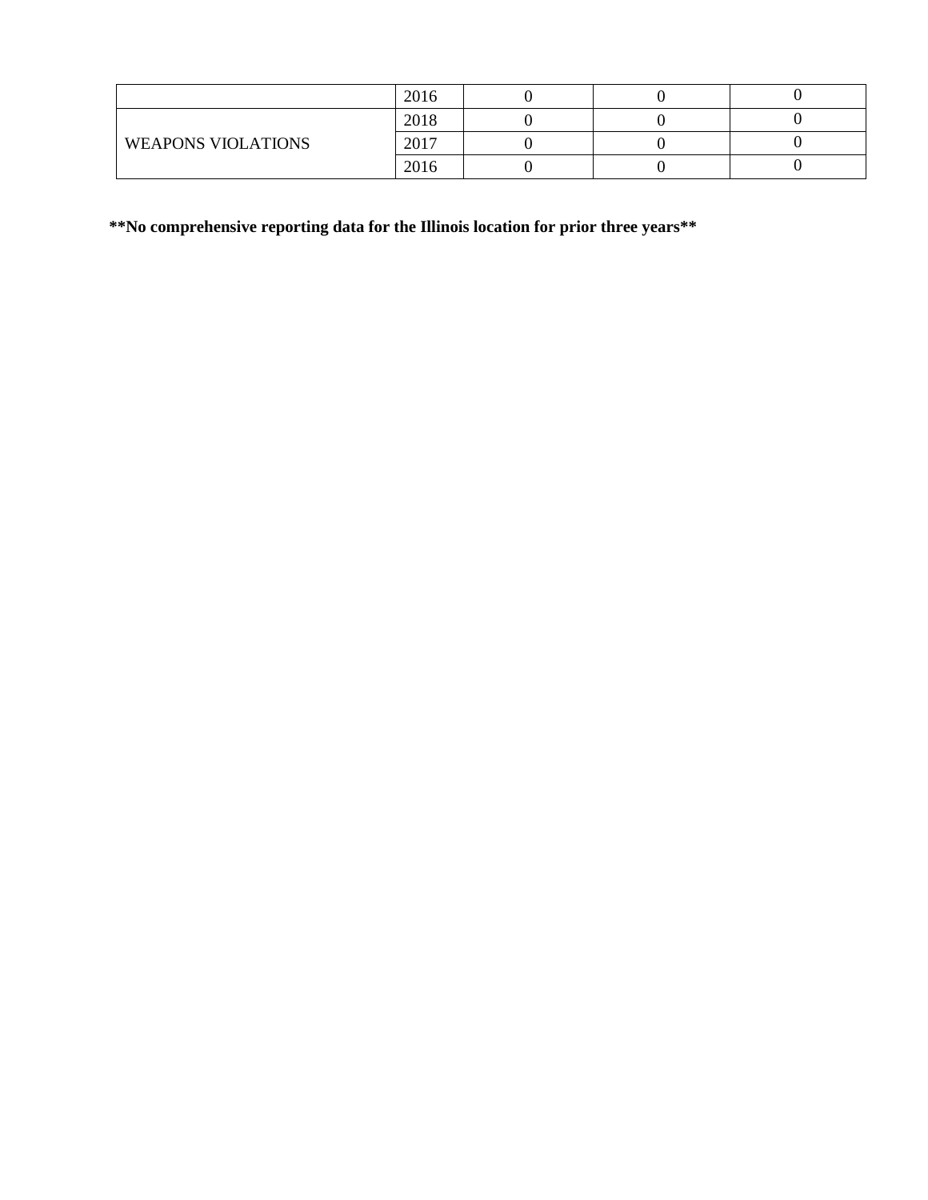| | | | | |
|---|---|---|---|---|
| | 2016 | 0 | 0 | 0 |
| WEAPONS VIOLATIONS | 2018 | 0 | 0 | 0 |
| | 2017 | 0 | 0 | 0 |
| | 2016 | 0 | 0 | 0 |

**\*\*No comprehensive reporting data for the Illinois location for prior three years\*\***